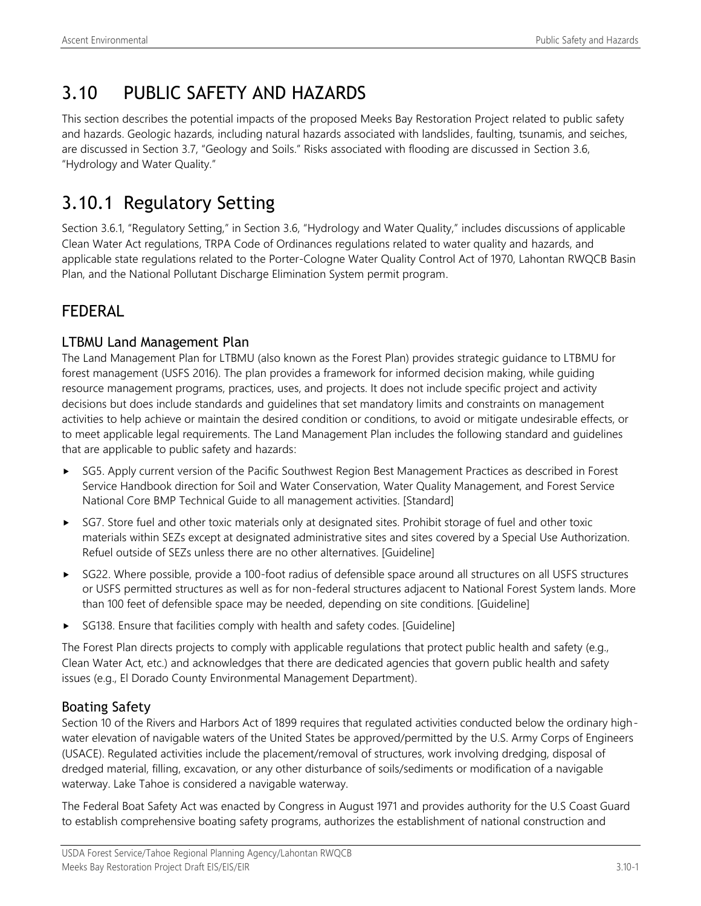# 3.10 PUBLIC SAFETY AND HAZARDS

This section describes the potential impacts of the proposed Meeks Bay Restoration Project related to public safety and hazards. Geologic hazards, including natural hazards associated with landslides, faulting, tsunamis, and seiches, are discussed in Section 3.7, "Geology and Soils." Risks associated with flooding are discussed in Section 3.6, "Hydrology and Water Quality."

## 3.10.1 Regulatory Setting

Section 3.6.1, "Regulatory Setting," in Section 3.6, "Hydrology and Water Quality," includes discussions of applicable Clean Water Act regulations, TRPA Code of Ordinances regulations related to water quality and hazards, and applicable state regulations related to the Porter-Cologne Water Quality Control Act of 1970, Lahontan RWQCB Basin Plan, and the National Pollutant Discharge Elimination System permit program.

### FEDERAL

#### LTBMU Land Management Plan

The Land Management Plan for LTBMU (also known as the Forest Plan) provides strategic guidance to LTBMU for forest management (USFS 2016). The plan provides a framework for informed decision making, while guiding resource management programs, practices, uses, and projects. It does not include specific project and activity decisions but does include standards and guidelines that set mandatory limits and constraints on management activities to help achieve or maintain the desired condition or conditions, to avoid or mitigate undesirable effects, or to meet applicable legal requirements. The Land Management Plan includes the following standard and guidelines that are applicable to public safety and hazards:

- SG5. Apply current version of the Pacific Southwest Region Best Management Practices as described in Forest Service Handbook direction for Soil and Water Conservation, Water Quality Management, and Forest Service National Core BMP Technical Guide to all management activities. [Standard]
- SG7. Store fuel and other toxic materials only at designated sites. Prohibit storage of fuel and other toxic materials within SEZs except at designated administrative sites and sites covered by a Special Use Authorization. Refuel outside of SEZs unless there are no other alternatives. [Guideline]
- SG22. Where possible, provide a 100-foot radius of defensible space around all structures on all USFS structures or USFS permitted structures as well as for non-federal structures adjacent to National Forest System lands. More than 100 feet of defensible space may be needed, depending on site conditions. [Guideline]
- SG138. Ensure that facilities comply with health and safety codes. [Guideline]

The Forest Plan directs projects to comply with applicable regulations that protect public health and safety (e.g., Clean Water Act, etc.) and acknowledges that there are dedicated agencies that govern public health and safety issues (e.g., El Dorado County Environmental Management Department).

#### Boating Safety

Section 10 of the Rivers and Harbors Act of 1899 requires that regulated activities conducted below the ordinary high-water elevation of navigable waters of the United States be approved/permitted by the U.S. Army Corps of Engineers (USACE). Regulated activities include the placement/removal of structures, work involving dredging, disposal of dredged material, filling, excavation, or any other disturbance of soils/sediments or modification of a navigable waterway. Lake Tahoe is considered a navigable waterway.

The Federal Boat Safety Act was enacted by Congress in August 1971 and provides authority for the U.S Coast Guard to establish comprehensive boating safety programs, authorizes the establishment of national construction and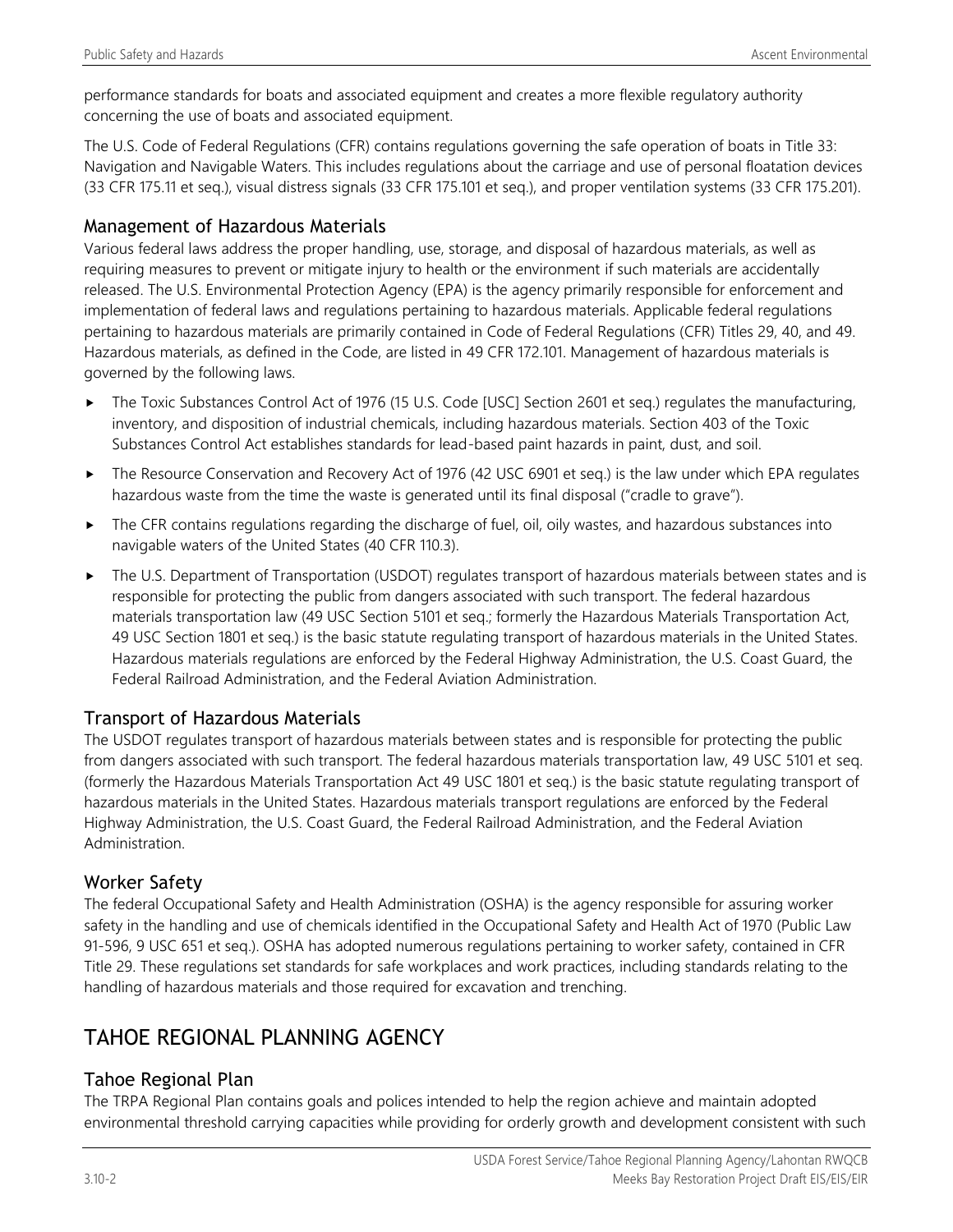performance standards for boats and associated equipment and creates a more flexible regulatory authority concerning the use of boats and associated equipment.

The U.S. Code of Federal Regulations (CFR) contains regulations governing the safe operation of boats in Title 33: Navigation and Navigable Waters. This includes regulations about the carriage and use of personal floatation devices (33 CFR 175.11 et seq.), visual distress signals (33 CFR 175.101 et seq.), and proper ventilation systems (33 CFR 175.201).

### Management of Hazardous Materials

Various federal laws address the proper handling, use, storage, and disposal of hazardous materials, as well as requiring measures to prevent or mitigate injury to health or the environment if such materials are accidentally released. The U.S. Environmental Protection Agency (EPA) is the agency primarily responsible for enforcement and implementation of federal laws and regulations pertaining to hazardous materials. Applicable federal regulations pertaining to hazardous materials are primarily contained in Code of Federal Regulations (CFR) Titles 29, 40, and 49. Hazardous materials, as defined in the Code, are listed in 49 CFR 172.101. Management of hazardous materials is governed by the following laws.

- The Toxic Substances Control Act of 1976 (15 U.S. Code [USC] Section 2601 et seq.) regulates the manufacturing, inventory, and disposition of industrial chemicals, including hazardous materials. Section 403 of the Toxic Substances Control Act establishes standards for lead-based paint hazards in paint, dust, and soil.
- The Resource Conservation and Recovery Act of 1976 (42 USC 6901 et seq.) is the law under which EPA regulates hazardous waste from the time the waste is generated until its final disposal ("cradle to grave").
- The CFR contains regulations regarding the discharge of fuel, oil, oily wastes, and hazardous substances into navigable waters of the United States (40 CFR 110.3).
- The U.S. Department of Transportation (USDOT) regulates transport of hazardous materials between states and is responsible for protecting the public from dangers associated with such transport. The federal hazardous materials transportation law (49 USC Section 5101 et seq.; formerly the Hazardous Materials Transportation Act, 49 USC Section 1801 et seq.) is the basic statute regulating transport of hazardous materials in the United States. Hazardous materials regulations are enforced by the Federal Highway Administration, the U.S. Coast Guard, the Federal Railroad Administration, and the Federal Aviation Administration.

### Transport of Hazardous Materials

The USDOT regulates transport of hazardous materials between states and is responsible for protecting the public from dangers associated with such transport. The federal hazardous materials transportation law, 49 USC 5101 et seq. (formerly the Hazardous Materials Transportation Act 49 USC 1801 et seq.) is the basic statute regulating transport of hazardous materials in the United States. Hazardous materials transport regulations are enforced by the Federal Highway Administration, the U.S. Coast Guard, the Federal Railroad Administration, and the Federal Aviation Administration.

### Worker Safety

The federal Occupational Safety and Health Administration (OSHA) is the agency responsible for assuring worker safety in the handling and use of chemicals identified in the Occupational Safety and Health Act of 1970 (Public Law 91-596, 9 USC 651 et seq.). OSHA has adopted numerous regulations pertaining to worker safety, contained in CFR Title 29. These regulations set standards for safe workplaces and work practices, including standards relating to the handling of hazardous materials and those required for excavation and trenching.

## TAHOE REGIONAL PLANNING AGENCY

### Tahoe Regional Plan

The TRPA Regional Plan contains goals and polices intended to help the region achieve and maintain adopted environmental threshold carrying capacities while providing for orderly growth and development consistent with such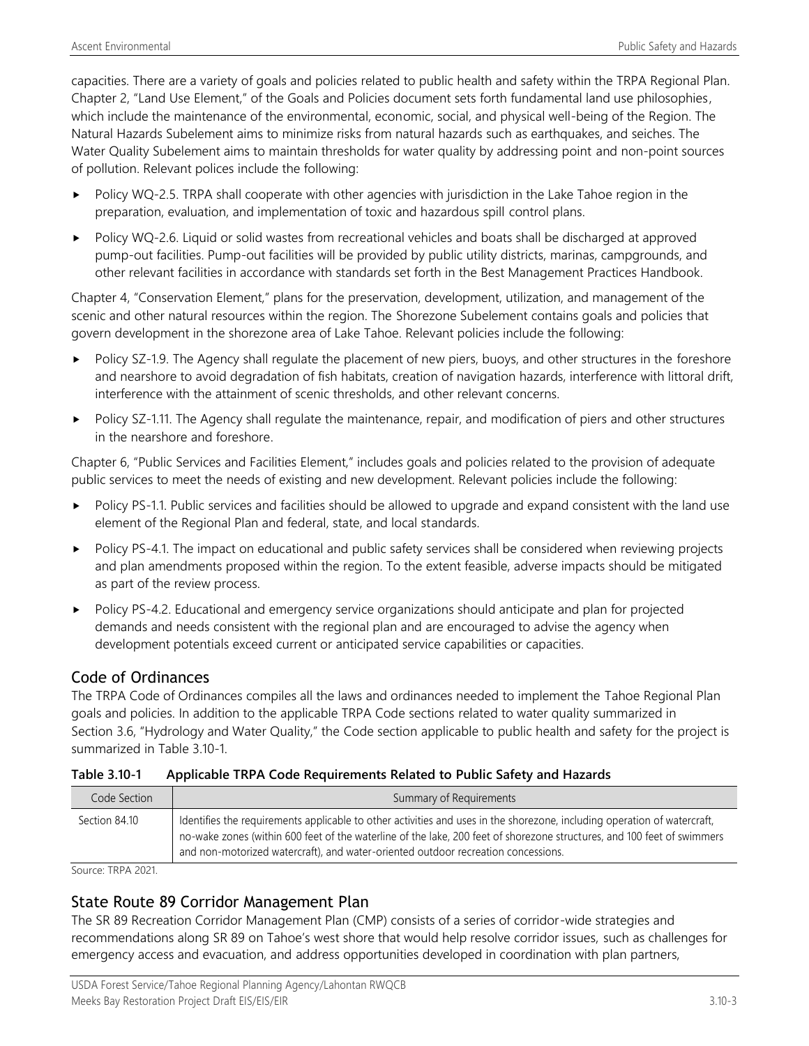capacities. There are a variety of goals and policies related to public health and safety within the TRPA Regional Plan. Chapter 2, "Land Use Element," of the Goals and Policies document sets forth fundamental land use philosophies, which include the maintenance of the environmental, economic, social, and physical well-being of the Region. The Natural Hazards Subelement aims to minimize risks from natural hazards such as earthquakes, and seiches. The Water Quality Subelement aims to maintain thresholds for water quality by addressing point and non-point sources of pollution. Relevant polices include the following:

- Policy WQ-2.5. TRPA shall cooperate with other agencies with jurisdiction in the Lake Tahoe region in the preparation, evaluation, and implementation of toxic and hazardous spill control plans.
- Policy WQ-2.6. Liquid or solid wastes from recreational vehicles and boats shall be discharged at approved pump-out facilities. Pump-out facilities will be provided by public utility districts, marinas, campgrounds, and other relevant facilities in accordance with standards set forth in the Best Management Practices Handbook.

Chapter 4, "Conservation Element," plans for the preservation, development, utilization, and management of the scenic and other natural resources within the region. The Shorezone Subelement contains goals and policies that govern development in the shorezone area of Lake Tahoe. Relevant policies include the following:

- Policy SZ-1.9. The Agency shall regulate the placement of new piers, buoys, and other structures in the foreshore and nearshore to avoid degradation of fish habitats, creation of navigation hazards, interference with littoral drift, interference with the attainment of scenic thresholds, and other relevant concerns.
- Policy SZ-1.11. The Agency shall regulate the maintenance, repair, and modification of piers and other structures in the nearshore and foreshore.

Chapter 6, "Public Services and Facilities Element," includes goals and policies related to the provision of adequate public services to meet the needs of existing and new development. Relevant policies include the following:

- Policy PS-1.1. Public services and facilities should be allowed to upgrade and expand consistent with the land use element of the Regional Plan and federal, state, and local standards.
- Policy PS-4.1. The impact on educational and public safety services shall be considered when reviewing projects and plan amendments proposed within the region. To the extent feasible, adverse impacts should be mitigated as part of the review process.
- Policy PS-4.2. Educational and emergency service organizations should anticipate and plan for projected demands and needs consistent with the regional plan and are encouraged to advise the agency when development potentials exceed current or anticipated service capabilities or capacities.

## Code of Ordinances

The TRPA Code of Ordinances compiles all the laws and ordinances needed to implement the Tahoe Regional Plan goals and policies. In addition to the applicable TRPA Code sections related to water quality summarized in Section 3.6, "Hydrology and Water Quality," the Code section applicable to public health and safety for the project is summarized in Table 3.10-1.

**Table 3.10-1 Applicable TRPA Code Requirements Related to Public Safety and Hazards**

| Code Section | Summary of Requirements |
|---|---|
| Section 84.10 | Identifies the requirements applicable to other activities and uses in the shorezone, including operation of watercraft, no-wake zones (within 600 feet of the waterline of the lake, 200 feet of shorezone structures, and 100 feet of swimmers and non-motorized watercraft), and water-oriented outdoor recreation concessions. |

Source: TRPA 2021.

## State Route 89 Corridor Management Plan

The SR 89 Recreation Corridor Management Plan (CMP) consists of a series of corridor-wide strategies and recommendations along SR 89 on Tahoe's west shore that would help resolve corridor issues, such as challenges for emergency access and evacuation, and address opportunities developed in coordination with plan partners,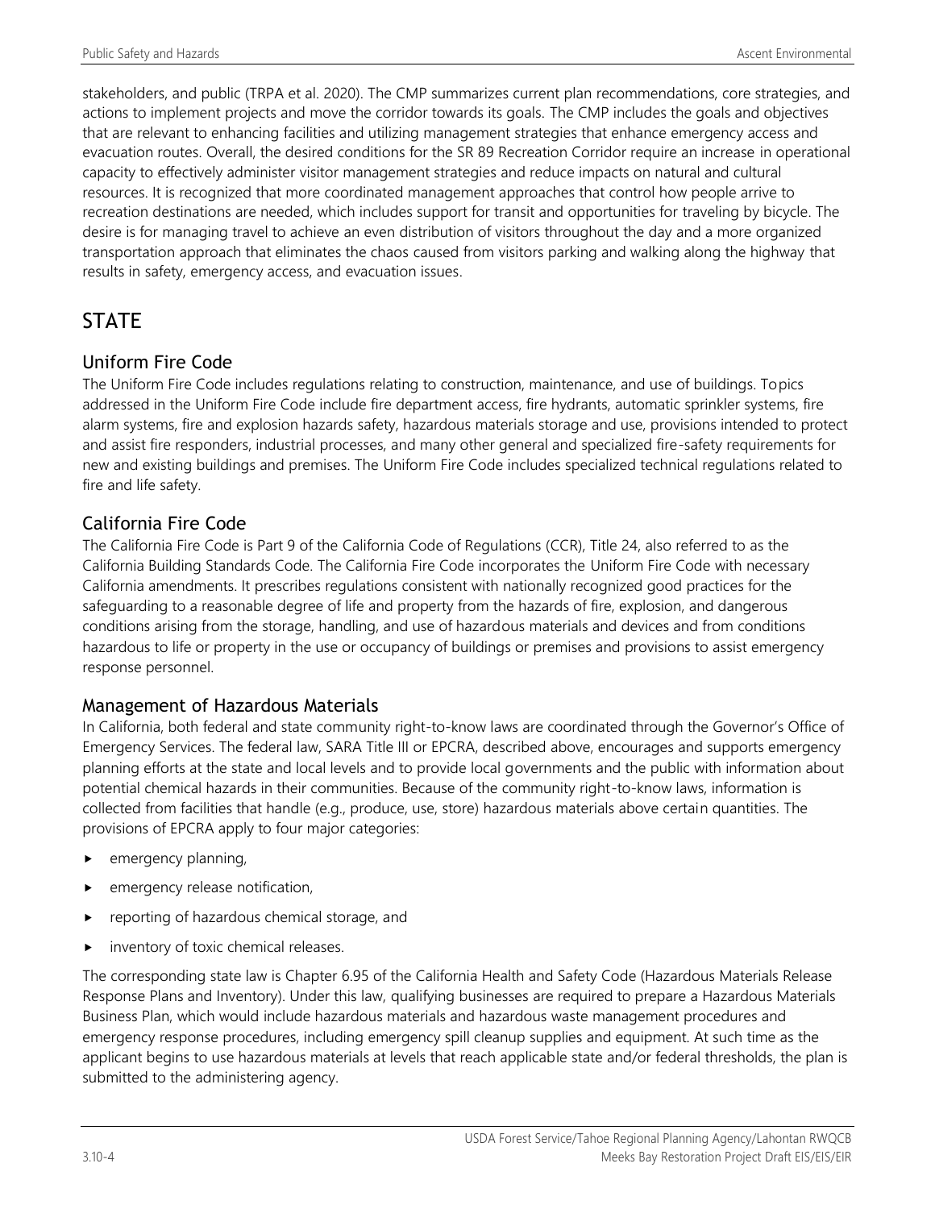stakeholders, and public (TRPA et al. 2020). The CMP summarizes current plan recommendations, core strategies, and actions to implement projects and move the corridor towards its goals. The CMP includes the goals and objectives that are relevant to enhancing facilities and utilizing management strategies that enhance emergency access and evacuation routes. Overall, the desired conditions for the SR 89 Recreation Corridor require an increase in operational capacity to effectively administer visitor management strategies and reduce impacts on natural and cultural resources. It is recognized that more coordinated management approaches that control how people arrive to recreation destinations are needed, which includes support for transit and opportunities for traveling by bicycle. The desire is for managing travel to achieve an even distribution of visitors throughout the day and a more organized transportation approach that eliminates the chaos caused from visitors parking and walking along the highway that results in safety, emergency access, and evacuation issues.

# STATE

## Uniform Fire Code

The Uniform Fire Code includes regulations relating to construction, maintenance, and use of buildings. Topics addressed in the Uniform Fire Code include fire department access, fire hydrants, automatic sprinkler systems, fire alarm systems, fire and explosion hazards safety, hazardous materials storage and use, provisions intended to protect and assist fire responders, industrial processes, and many other general and specialized fire-safety requirements for new and existing buildings and premises. The Uniform Fire Code includes specialized technical regulations related to fire and life safety.

## California Fire Code

The California Fire Code is Part 9 of the California Code of Regulations (CCR), Title 24, also referred to as the California Building Standards Code. The California Fire Code incorporates the Uniform Fire Code with necessary California amendments. It prescribes regulations consistent with nationally recognized good practices for the safeguarding to a reasonable degree of life and property from the hazards of fire, explosion, and dangerous conditions arising from the storage, handling, and use of hazardous materials and devices and from conditions hazardous to life or property in the use or occupancy of buildings or premises and provisions to assist emergency response personnel.

## Management of Hazardous Materials

In California, both federal and state community right-to-know laws are coordinated through the Governor's Office of Emergency Services. The federal law, SARA Title III or EPCRA, described above, encourages and supports emergency planning efforts at the state and local levels and to provide local governments and the public with information about potential chemical hazards in their communities. Because of the community right-to-know laws, information is collected from facilities that handle (e.g., produce, use, store) hazardous materials above certain quantities. The provisions of EPCRA apply to four major categories:

- emergency planning,
- emergency release notification,
- reporting of hazardous chemical storage, and
- inventory of toxic chemical releases.

The corresponding state law is Chapter 6.95 of the California Health and Safety Code (Hazardous Materials Release Response Plans and Inventory). Under this law, qualifying businesses are required to prepare a Hazardous Materials Business Plan, which would include hazardous materials and hazardous waste management procedures and emergency response procedures, including emergency spill cleanup supplies and equipment. At such time as the applicant begins to use hazardous materials at levels that reach applicable state and/or federal thresholds, the plan is submitted to the administering agency.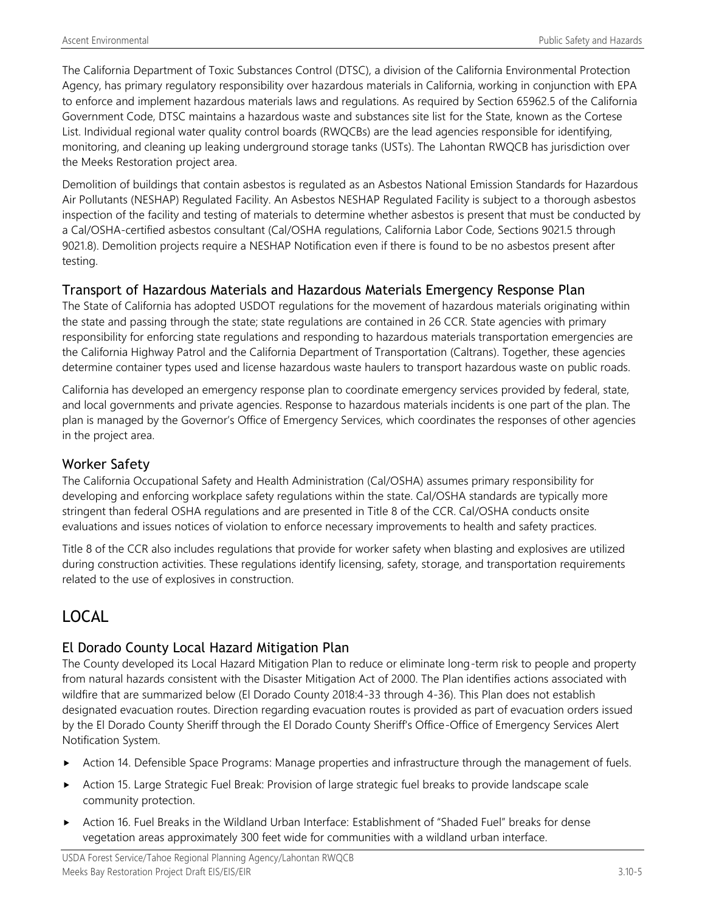The California Department of Toxic Substances Control (DTSC), a division of the California Environmental Protection Agency, has primary regulatory responsibility over hazardous materials in California, working in conjunction with EPA to enforce and implement hazardous materials laws and regulations. As required by Section 65962.5 of the California Government Code, DTSC maintains a hazardous waste and substances site list for the State, known as the Cortese List. Individual regional water quality control boards (RWQCBs) are the lead agencies responsible for identifying, monitoring, and cleaning up leaking underground storage tanks (USTs). The Lahontan RWQCB has jurisdiction over the Meeks Restoration project area.

Demolition of buildings that contain asbestos is regulated as an Asbestos National Emission Standards for Hazardous Air Pollutants (NESHAP) Regulated Facility. An Asbestos NESHAP Regulated Facility is subject to a thorough asbestos inspection of the facility and testing of materials to determine whether asbestos is present that must be conducted by a Cal/OSHA-certified asbestos consultant (Cal/OSHA regulations, California Labor Code, Sections 9021.5 through 9021.8). Demolition projects require a NESHAP Notification even if there is found to be no asbestos present after testing.

### Transport of Hazardous Materials and Hazardous Materials Emergency Response Plan

The State of California has adopted USDOT regulations for the movement of hazardous materials originating within the state and passing through the state; state regulations are contained in 26 CCR. State agencies with primary responsibility for enforcing state regulations and responding to hazardous materials transportation emergencies are the California Highway Patrol and the California Department of Transportation (Caltrans). Together, these agencies determine container types used and license hazardous waste haulers to transport hazardous waste on public roads.

California has developed an emergency response plan to coordinate emergency services provided by federal, state, and local governments and private agencies. Response to hazardous materials incidents is one part of the plan. The plan is managed by the Governor's Office of Emergency Services, which coordinates the responses of other agencies in the project area.

### Worker Safety

The California Occupational Safety and Health Administration (Cal/OSHA) assumes primary responsibility for developing and enforcing workplace safety regulations within the state. Cal/OSHA standards are typically more stringent than federal OSHA regulations and are presented in Title 8 of the CCR. Cal/OSHA conducts onsite evaluations and issues notices of violation to enforce necessary improvements to health and safety practices.

Title 8 of the CCR also includes regulations that provide for worker safety when blasting and explosives are utilized during construction activities. These regulations identify licensing, safety, storage, and transportation requirements related to the use of explosives in construction.

## LOCAL

### El Dorado County Local Hazard Mitigation Plan

The County developed its Local Hazard Mitigation Plan to reduce or eliminate long-term risk to people and property from natural hazards consistent with the Disaster Mitigation Act of 2000. The Plan identifies actions associated with wildfire that are summarized below (El Dorado County 2018:4-33 through 4-36). This Plan does not establish designated evacuation routes. Direction regarding evacuation routes is provided as part of evacuation orders issued by the El Dorado County Sheriff through the El Dorado County Sheriff's Office-Office of Emergency Services Alert Notification System.

- Action 14. Defensible Space Programs: Manage properties and infrastructure through the management of fuels.
- Action 15. Large Strategic Fuel Break: Provision of large strategic fuel breaks to provide landscape scale community protection.
- Action 16. Fuel Breaks in the Wildland Urban Interface: Establishment of "Shaded Fuel" breaks for dense vegetation areas approximately 300 feet wide for communities with a wildland urban interface.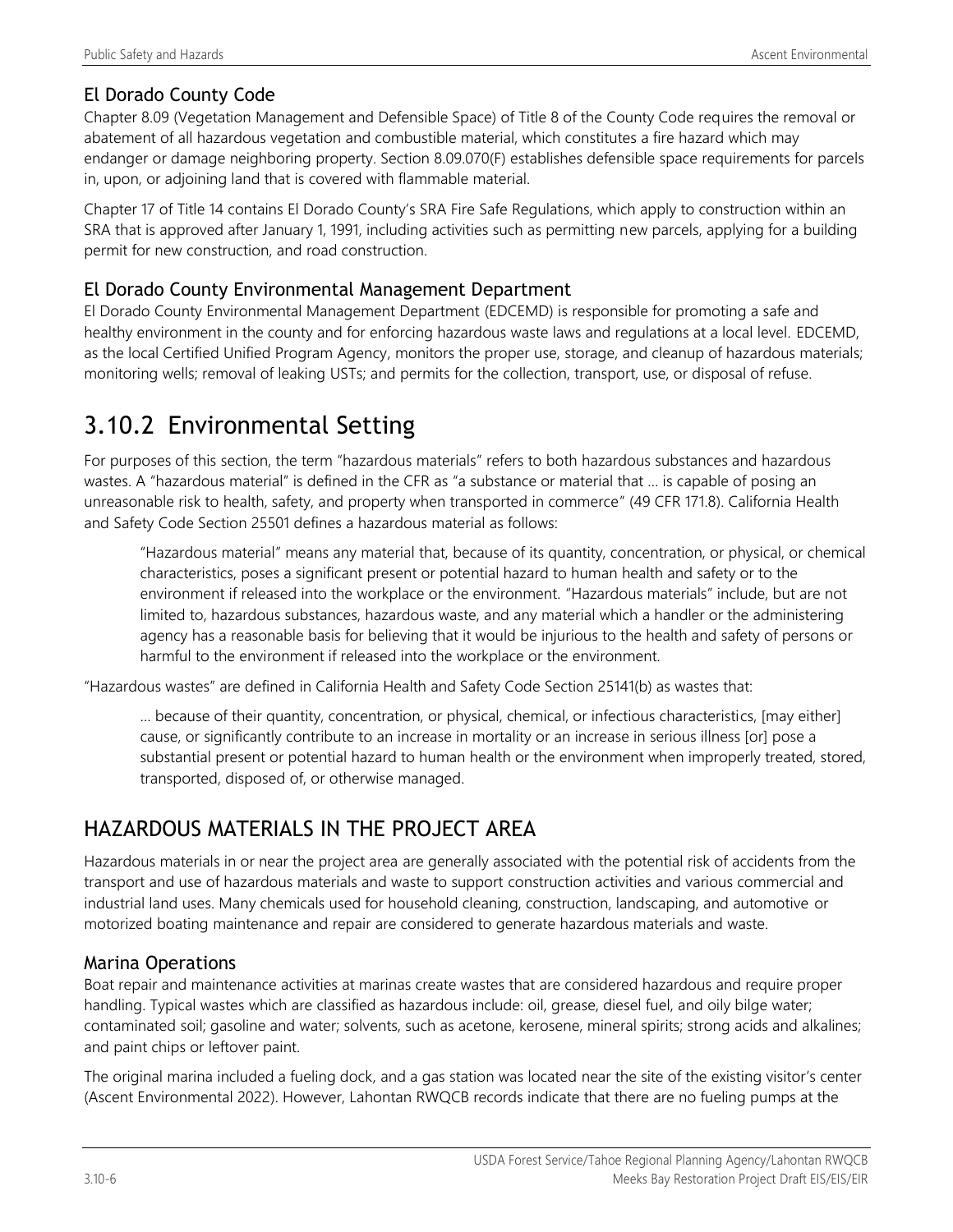### El Dorado County Code

Chapter 8.09 (Vegetation Management and Defensible Space) of Title 8 of the County Code requires the removal or abatement of all hazardous vegetation and combustible material, which constitutes a fire hazard which may endanger or damage neighboring property. Section 8.09.070(F) establishes defensible space requirements for parcels in, upon, or adjoining land that is covered with flammable material.

Chapter 17 of Title 14 contains El Dorado County's SRA Fire Safe Regulations, which apply to construction within an SRA that is approved after January 1, 1991, including activities such as permitting new parcels, applying for a building permit for new construction, and road construction.

### El Dorado County Environmental Management Department

El Dorado County Environmental Management Department (EDCEMD) is responsible for promoting a safe and healthy environment in the county and for enforcing hazardous waste laws and regulations at a local level. EDCEMD, as the local Certified Unified Program Agency, monitors the proper use, storage, and cleanup of hazardous materials; monitoring wells; removal of leaking USTs; and permits for the collection, transport, use, or disposal of refuse.

# 3.10.2 Environmental Setting

For purposes of this section, the term "hazardous materials" refers to both hazardous substances and hazardous wastes. A "hazardous material" is defined in the CFR as "a substance or material that … is capable of posing an unreasonable risk to health, safety, and property when transported in commerce" (49 CFR 171.8). California Health and Safety Code Section 25501 defines a hazardous material as follows:

> "Hazardous material" means any material that, because of its quantity, concentration, or physical, or chemical characteristics, poses a significant present or potential hazard to human health and safety or to the environment if released into the workplace or the environment. "Hazardous materials" include, but are not limited to, hazardous substances, hazardous waste, and any material which a handler or the administering agency has a reasonable basis for believing that it would be injurious to the health and safety of persons or harmful to the environment if released into the workplace or the environment.

"Hazardous wastes" are defined in California Health and Safety Code Section 25141(b) as wastes that:

> … because of their quantity, concentration, or physical, chemical, or infectious characteristics, [may either] cause, or significantly contribute to an increase in mortality or an increase in serious illness [or] pose a substantial present or potential hazard to human health or the environment when improperly treated, stored, transported, disposed of, or otherwise managed.

## HAZARDOUS MATERIALS IN THE PROJECT AREA

Hazardous materials in or near the project area are generally associated with the potential risk of accidents from the transport and use of hazardous materials and waste to support construction activities and various commercial and industrial land uses. Many chemicals used for household cleaning, construction, landscaping, and automotive or motorized boating maintenance and repair are considered to generate hazardous materials and waste.

### Marina Operations

Boat repair and maintenance activities at marinas create wastes that are considered hazardous and require proper handling. Typical wastes which are classified as hazardous include: oil, grease, diesel fuel, and oily bilge water; contaminated soil; gasoline and water; solvents, such as acetone, kerosene, mineral spirits; strong acids and alkalines; and paint chips or leftover paint.

The original marina included a fueling dock, and a gas station was located near the site of the existing visitor's center (Ascent Environmental 2022). However, Lahontan RWQCB records indicate that there are no fueling pumps at the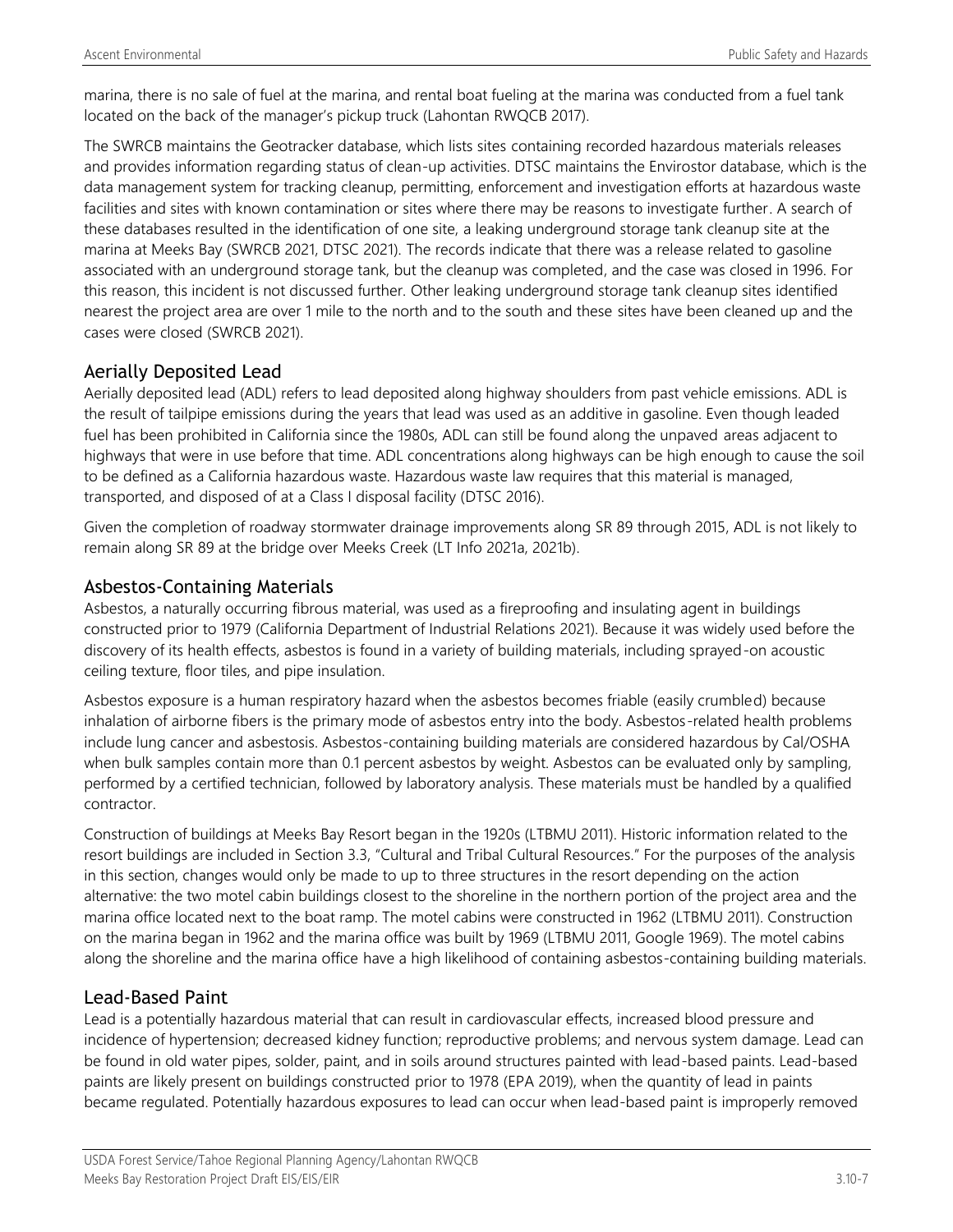marina, there is no sale of fuel at the marina, and rental boat fueling at the marina was conducted from a fuel tank located on the back of the manager's pickup truck (Lahontan RWQCB 2017).

The SWRCB maintains the Geotracker database, which lists sites containing recorded hazardous materials releases and provides information regarding status of clean-up activities. DTSC maintains the Envirostor database, which is the data management system for tracking cleanup, permitting, enforcement and investigation efforts at hazardous waste facilities and sites with known contamination or sites where there may be reasons to investigate further. A search of these databases resulted in the identification of one site, a leaking underground storage tank cleanup site at the marina at Meeks Bay (SWRCB 2021, DTSC 2021). The records indicate that there was a release related to gasoline associated with an underground storage tank, but the cleanup was completed, and the case was closed in 1996. For this reason, this incident is not discussed further. Other leaking underground storage tank cleanup sites identified nearest the project area are over 1 mile to the north and to the south and these sites have been cleaned up and the cases were closed (SWRCB 2021).

## Aerially Deposited Lead

Aerially deposited lead (ADL) refers to lead deposited along highway shoulders from past vehicle emissions. ADL is the result of tailpipe emissions during the years that lead was used as an additive in gasoline. Even though leaded fuel has been prohibited in California since the 1980s, ADL can still be found along the unpaved areas adjacent to highways that were in use before that time. ADL concentrations along highways can be high enough to cause the soil to be defined as a California hazardous waste. Hazardous waste law requires that this material is managed, transported, and disposed of at a Class I disposal facility (DTSC 2016).

Given the completion of roadway stormwater drainage improvements along SR 89 through 2015, ADL is not likely to remain along SR 89 at the bridge over Meeks Creek (LT Info 2021a, 2021b).

## Asbestos-Containing Materials

Asbestos, a naturally occurring fibrous material, was used as a fireproofing and insulating agent in buildings constructed prior to 1979 (California Department of Industrial Relations 2021). Because it was widely used before the discovery of its health effects, asbestos is found in a variety of building materials, including sprayed-on acoustic ceiling texture, floor tiles, and pipe insulation.

Asbestos exposure is a human respiratory hazard when the asbestos becomes friable (easily crumbled) because inhalation of airborne fibers is the primary mode of asbestos entry into the body. Asbestos-related health problems include lung cancer and asbestosis. Asbestos-containing building materials are considered hazardous by Cal/OSHA when bulk samples contain more than 0.1 percent asbestos by weight. Asbestos can be evaluated only by sampling, performed by a certified technician, followed by laboratory analysis. These materials must be handled by a qualified contractor.

Construction of buildings at Meeks Bay Resort began in the 1920s (LTBMU 2011). Historic information related to the resort buildings are included in Section 3.3, "Cultural and Tribal Cultural Resources." For the purposes of the analysis in this section, changes would only be made to up to three structures in the resort depending on the action alternative: the two motel cabin buildings closest to the shoreline in the northern portion of the project area and the marina office located next to the boat ramp. The motel cabins were constructed in 1962 (LTBMU 2011). Construction on the marina began in 1962 and the marina office was built by 1969 (LTBMU 2011, Google 1969). The motel cabins along the shoreline and the marina office have a high likelihood of containing asbestos-containing building materials.

## Lead-Based Paint

Lead is a potentially hazardous material that can result in cardiovascular effects, increased blood pressure and incidence of hypertension; decreased kidney function; reproductive problems; and nervous system damage. Lead can be found in old water pipes, solder, paint, and in soils around structures painted with lead-based paints. Lead-based paints are likely present on buildings constructed prior to 1978 (EPA 2019), when the quantity of lead in paints became regulated. Potentially hazardous exposures to lead can occur when lead-based paint is improperly removed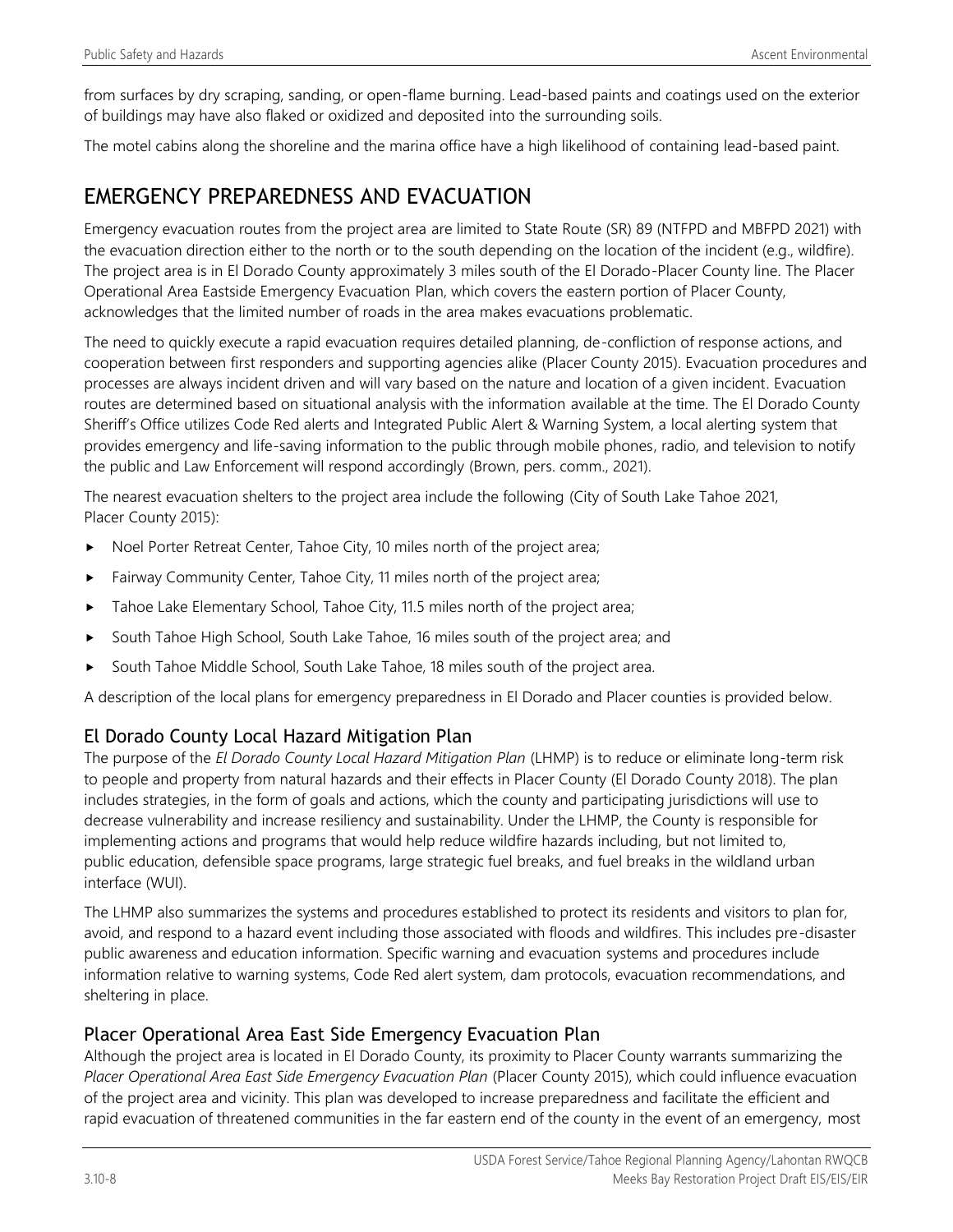from surfaces by dry scraping, sanding, or open-flame burning. Lead-based paints and coatings used on the exterior of buildings may have also flaked or oxidized and deposited into the surrounding soils.

The motel cabins along the shoreline and the marina office have a high likelihood of containing lead-based paint.

# EMERGENCY PREPAREDNESS AND EVACUATION

Emergency evacuation routes from the project area are limited to State Route (SR) 89 (NTFPD and MBFPD 2021) with the evacuation direction either to the north or to the south depending on the location of the incident (e.g., wildfire). The project area is in El Dorado County approximately 3 miles south of the El Dorado-Placer County line. The Placer Operational Area Eastside Emergency Evacuation Plan, which covers the eastern portion of Placer County, acknowledges that the limited number of roads in the area makes evacuations problematic.

The need to quickly execute a rapid evacuation requires detailed planning, de-confliction of response actions, and cooperation between first responders and supporting agencies alike (Placer County 2015). Evacuation procedures and processes are always incident driven and will vary based on the nature and location of a given incident. Evacuation routes are determined based on situational analysis with the information available at the time. The El Dorado County Sheriff's Office utilizes Code Red alerts and Integrated Public Alert & Warning System, a local alerting system that provides emergency and life-saving information to the public through mobile phones, radio, and television to notify the public and Law Enforcement will respond accordingly (Brown, pers. comm., 2021).

The nearest evacuation shelters to the project area include the following (City of South Lake Tahoe 2021, Placer County 2015):

- Noel Porter Retreat Center, Tahoe City, 10 miles north of the project area;
- Fairway Community Center, Tahoe City, 11 miles north of the project area;
- Tahoe Lake Elementary School, Tahoe City, 11.5 miles north of the project area;
- South Tahoe High School, South Lake Tahoe, 16 miles south of the project area; and
- South Tahoe Middle School, South Lake Tahoe, 18 miles south of the project area.

A description of the local plans for emergency preparedness in El Dorado and Placer counties is provided below.

## El Dorado County Local Hazard Mitigation Plan

The purpose of the *El Dorado County Local Hazard Mitigation Plan* (LHMP) is to reduce or eliminate long-term risk to people and property from natural hazards and their effects in Placer County (El Dorado County 2018). The plan includes strategies, in the form of goals and actions, which the county and participating jurisdictions will use to decrease vulnerability and increase resiliency and sustainability. Under the LHMP, the County is responsible for implementing actions and programs that would help reduce wildfire hazards including, but not limited to, public education, defensible space programs, large strategic fuel breaks, and fuel breaks in the wildland urban interface (WUI).

The LHMP also summarizes the systems and procedures established to protect its residents and visitors to plan for, avoid, and respond to a hazard event including those associated with floods and wildfires. This includes pre-disaster public awareness and education information. Specific warning and evacuation systems and procedures include information relative to warning systems, Code Red alert system, dam protocols, evacuation recommendations, and sheltering in place.

## Placer Operational Area East Side Emergency Evacuation Plan

Although the project area is located in El Dorado County, its proximity to Placer County warrants summarizing the *Placer Operational Area East Side Emergency Evacuation Plan* (Placer County 2015), which could influence evacuation of the project area and vicinity. This plan was developed to increase preparedness and facilitate the efficient and rapid evacuation of threatened communities in the far eastern end of the county in the event of an emergency, most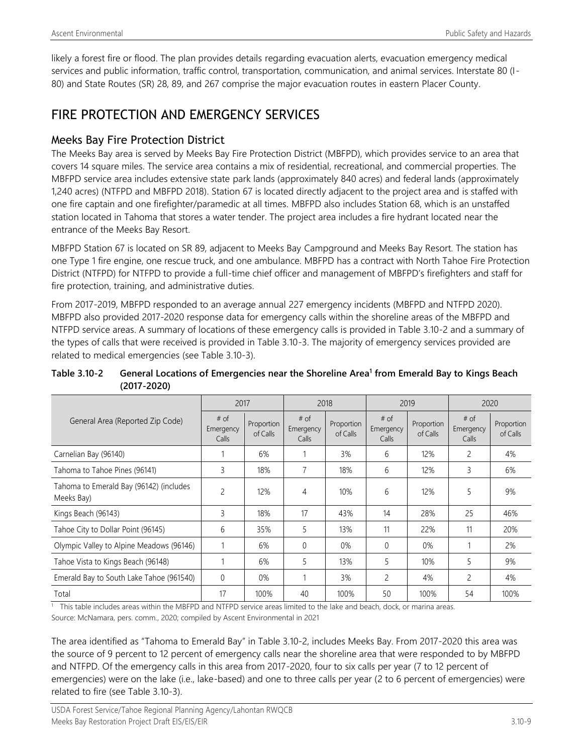likely a forest fire or flood. The plan provides details regarding evacuation alerts, evacuation emergency medical services and public information, traffic control, transportation, communication, and animal services. Interstate 80 (I-80) and State Routes (SR) 28, 89, and 267 comprise the major evacuation routes in eastern Placer County.

## FIRE PROTECTION AND EMERGENCY SERVICES

### Meeks Bay Fire Protection District

The Meeks Bay area is served by Meeks Bay Fire Protection District (MBFPD), which provides service to an area that covers 14 square miles. The service area contains a mix of residential, recreational, and commercial properties. The MBFPD service area includes extensive state park lands (approximately 840 acres) and federal lands (approximately 1,240 acres) (NTFPD and MBFPD 2018). Station 67 is located directly adjacent to the project area and is staffed with one fire captain and one firefighter/paramedic at all times. MBFPD also includes Station 68, which is an unstaffed station located in Tahoma that stores a water tender. The project area includes a fire hydrant located near the entrance of the Meeks Bay Resort.

MBFPD Station 67 is located on SR 89, adjacent to Meeks Bay Campground and Meeks Bay Resort. The station has one Type 1 fire engine, one rescue truck, and one ambulance. MBFPD has a contract with North Tahoe Fire Protection District (NTFPD) for NTFPD to provide a full-time chief officer and management of MBFPD's firefighters and staff for fire protection, training, and administrative duties.

From 2017-2019, MBFPD responded to an average annual 227 emergency incidents (MBFPD and NTFPD 2020). MBFPD also provided 2017-2020 response data for emergency calls within the shoreline areas of the MBFPD and NTFPD service areas. A summary of locations of these emergency calls is provided in Table 3.10-2 and a summary of the types of calls that were received is provided in Table 3.10-3. The majority of emergency services provided are related to medical emergencies (see Table 3.10-3).

**Table 3.10-2 General Locations of Emergencies near the Shoreline Area[1] from Emerald Bay to Kings Beach (2017-2020)**

| General Area (Reported Zip Code) | 2017 | | 2018 | | 2019 | | 2020 | |
|---|---|---|---|---|---|---|---|---|
| | # of Emergency Calls | Proportion of Calls | # of Emergency Calls | Proportion of Calls | # of Emergency Calls | Proportion of Calls | # of Emergency Calls | Proportion of Calls |
| Carnelian Bay (96140) | 1 | 6% | 1 | 3% | 6 | 12% | 2 | 4% |
| Tahoma to Tahoe Pines (96141) | 3 | 18% | 7 | 18% | 6 | 12% | 3 | 6% |
| Tahoma to Emerald Bay (96142) (includes Meeks Bay) | 2 | 12% | 4 | 10% | 6 | 12% | 5 | 9% |
| Kings Beach (96143) | 3 | 18% | 17 | 43% | 14 | 28% | 25 | 46% |
| Tahoe City to Dollar Point (96145) | 6 | 35% | 5 | 13% | 11 | 22% | 11 | 20% |
| Olympic Valley to Alpine Meadows (96146) | 1 | 6% | 0 | 0% | 0 | 0% | 1 | 2% |
| Tahoe Vista to Kings Beach (96148) | 1 | 6% | 5 | 13% | 5 | 10% | 5 | 9% |
| Emerald Bay to South Lake Tahoe (961540) | 0 | 0% | 1 | 3% | 2 | 4% | 2 | 4% |
| Total | 17 | 100% | 40 | 100% | 50 | 100% | 54 | 100% |

[1] This table includes areas within the MBFPD and NTFPD service areas limited to the lake and beach, dock, or marina areas.

Source: McNamara, pers. comm., 2020; compiled by Ascent Environmental in 2021

The area identified as "Tahoma to Emerald Bay" in Table 3.10-2, includes Meeks Bay. From 2017-2020 this area was the source of 9 percent to 12 percent of emergency calls near the shoreline area that were responded to by MBFPD and NTFPD. Of the emergency calls in this area from 2017-2020, four to six calls per year (7 to 12 percent of emergencies) were on the lake (i.e., lake-based) and one to three calls per year (2 to 6 percent of emergencies) were related to fire (see Table 3.10-3).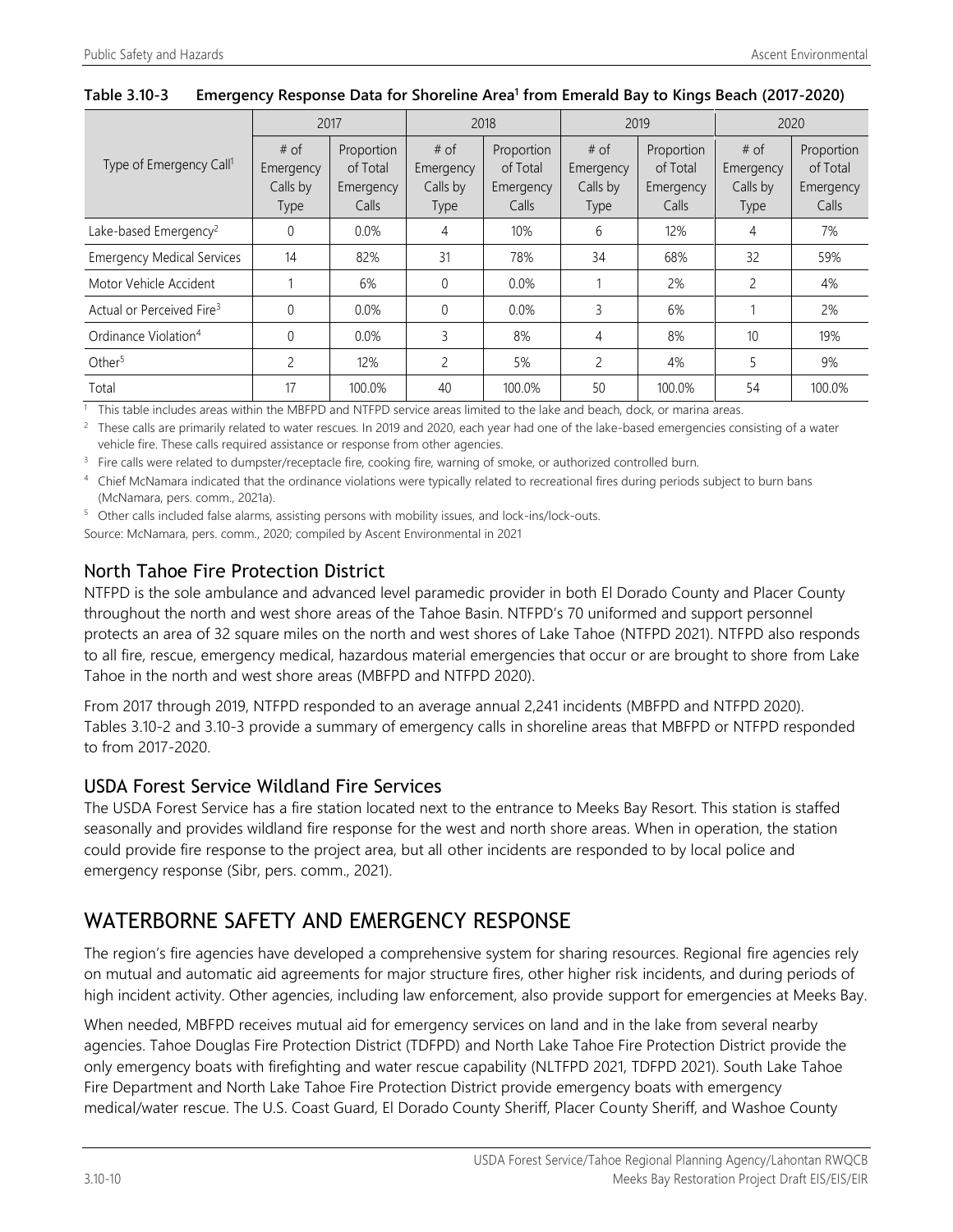**Table 3.10-3 Emergency Response Data for Shoreline Area[1] from Emerald Bay to Kings Beach (2017-2020)**

| Type of Emergency Call[1] | 2017 | | 2018 | | 2019 | | 2020 | |
|---|---|---|---|---|---|---|---|---|
| | # of Emergency Calls by Type | Proportion of Total Emergency Calls | # of Emergency Calls by Type | Proportion of Total Emergency Calls | # of Emergency Calls by Type | Proportion of Total Emergency Calls | # of Emergency Calls by Type | Proportion of Total Emergency Calls |
| Lake-based Emergency[2] | 0 | 0.0% | 4 | 10% | 6 | 12% | 4 | 7% |
| Emergency Medical Services | 14 | 82% | 31 | 78% | 34 | 68% | 32 | 59% |
| Motor Vehicle Accident | 1 | 6% | 0 | 0.0% | 1 | 2% | 2 | 4% |
| Actual or Perceived Fire[3] | 0 | 0.0% | 0 | 0.0% | 3 | 6% | 1 | 2% |
| Ordinance Violation[4] | 0 | 0.0% | 3 | 8% | 4 | 8% | 10 | 19% |
| Other[5] | 2 | 12% | 2 | 5% | 2 | 4% | 5 | 9% |
| Total | 17 | 100.0% | 40 | 100.0% | 50 | 100.0% | 54 | 100.0% |

[1] This table includes areas within the MBFPD and NTFPD service areas limited to the lake and beach, dock, or marina areas.

[2] These calls are primarily related to water rescues. In 2019 and 2020, each year had one of the lake-based emergencies consisting of a water vehicle fire. These calls required assistance or response from other agencies.

[3] Fire calls were related to dumpster/receptacle fire, cooking fire, warning of smoke, or authorized controlled burn.

[4] Chief McNamara indicated that the ordinance violations were typically related to recreational fires during periods subject to burn bans (McNamara, pers. comm., 2021a).

[5] Other calls included false alarms, assisting persons with mobility issues, and lock-ins/lock-outs.

Source: McNamara, pers. comm., 2020; compiled by Ascent Environmental in 2021

### North Tahoe Fire Protection District

NTFPD is the sole ambulance and advanced level paramedic provider in both El Dorado County and Placer County throughout the north and west shore areas of the Tahoe Basin. NTFPD's 70 uniformed and support personnel protects an area of 32 square miles on the north and west shores of Lake Tahoe (NTFPD 2021). NTFPD also responds to all fire, rescue, emergency medical, hazardous material emergencies that occur or are brought to shore from Lake Tahoe in the north and west shore areas (MBFPD and NTFPD 2020).

From 2017 through 2019, NTFPD responded to an average annual 2,241 incidents (MBFPD and NTFPD 2020). Tables 3.10-2 and 3.10-3 provide a summary of emergency calls in shoreline areas that MBFPD or NTFPD responded to from 2017-2020.

### USDA Forest Service Wildland Fire Services

The USDA Forest Service has a fire station located next to the entrance to Meeks Bay Resort. This station is staffed seasonally and provides wildland fire response for the west and north shore areas. When in operation, the station could provide fire response to the project area, but all other incidents are responded to by local police and emergency response (Sibr, pers. comm., 2021).

## WATERBORNE SAFETY AND EMERGENCY RESPONSE

The region's fire agencies have developed a comprehensive system for sharing resources. Regional fire agencies rely on mutual and automatic aid agreements for major structure fires, other higher risk incidents, and during periods of high incident activity. Other agencies, including law enforcement, also provide support for emergencies at Meeks Bay.

When needed, MBFPD receives mutual aid for emergency services on land and in the lake from several nearby agencies. Tahoe Douglas Fire Protection District (TDFPD) and North Lake Tahoe Fire Protection District provide the only emergency boats with firefighting and water rescue capability (NLTFPD 2021, TDFPD 2021). South Lake Tahoe Fire Department and North Lake Tahoe Fire Protection District provide emergency boats with emergency medical/water rescue. The U.S. Coast Guard, El Dorado County Sheriff, Placer County Sheriff, and Washoe County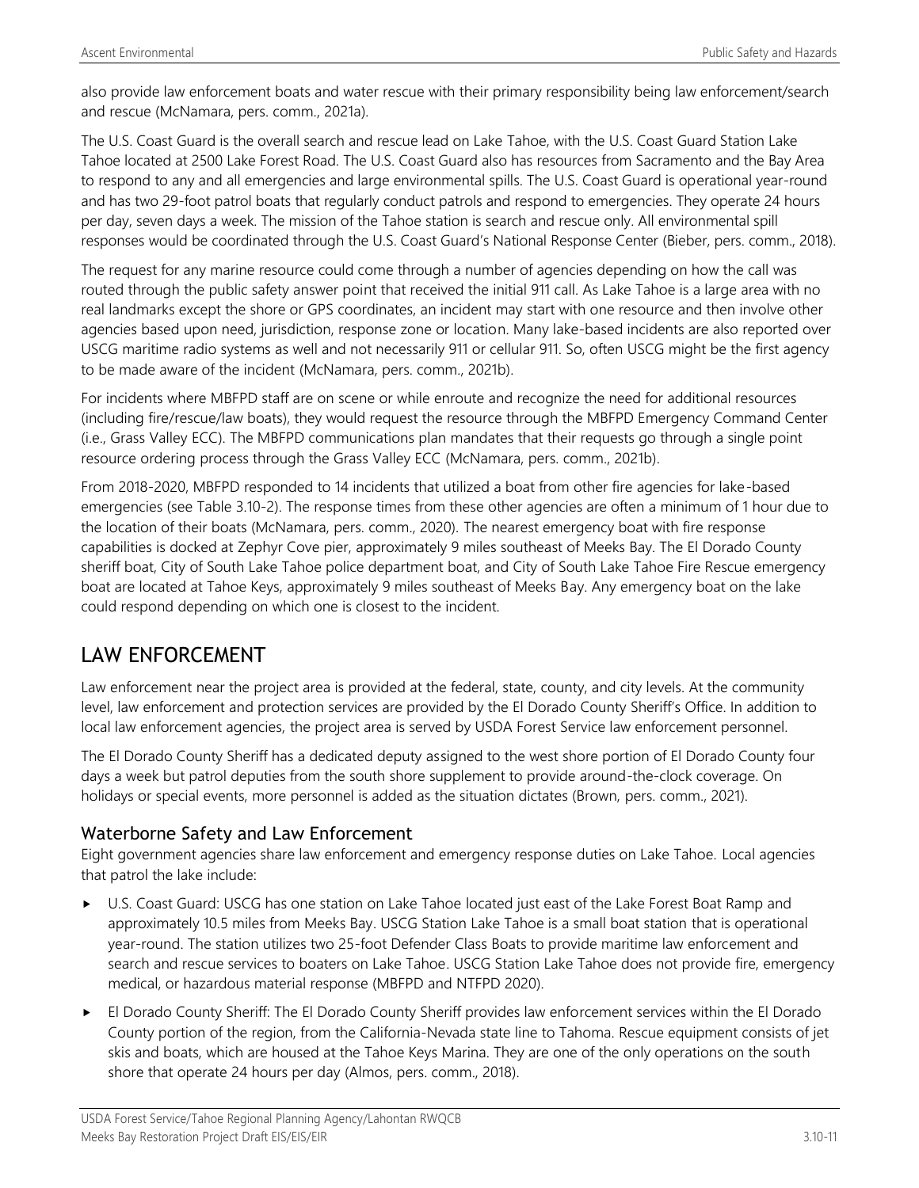also provide law enforcement boats and water rescue with their primary responsibility being law enforcement/search and rescue (McNamara, pers. comm., 2021a).

The U.S. Coast Guard is the overall search and rescue lead on Lake Tahoe, with the U.S. Coast Guard Station Lake Tahoe located at 2500 Lake Forest Road. The U.S. Coast Guard also has resources from Sacramento and the Bay Area to respond to any and all emergencies and large environmental spills. The U.S. Coast Guard is operational year-round and has two 29-foot patrol boats that regularly conduct patrols and respond to emergencies. They operate 24 hours per day, seven days a week. The mission of the Tahoe station is search and rescue only. All environmental spill responses would be coordinated through the U.S. Coast Guard's National Response Center (Bieber, pers. comm., 2018).

The request for any marine resource could come through a number of agencies depending on how the call was routed through the public safety answer point that received the initial 911 call. As Lake Tahoe is a large area with no real landmarks except the shore or GPS coordinates, an incident may start with one resource and then involve other agencies based upon need, jurisdiction, response zone or location. Many lake-based incidents are also reported over USCG maritime radio systems as well and not necessarily 911 or cellular 911. So, often USCG might be the first agency to be made aware of the incident (McNamara, pers. comm., 2021b).

For incidents where MBFPD staff are on scene or while enroute and recognize the need for additional resources (including fire/rescue/law boats), they would request the resource through the MBFPD Emergency Command Center (i.e., Grass Valley ECC). The MBFPD communications plan mandates that their requests go through a single point resource ordering process through the Grass Valley ECC (McNamara, pers. comm., 2021b).

From 2018-2020, MBFPD responded to 14 incidents that utilized a boat from other fire agencies for lake-based emergencies (see Table 3.10-2). The response times from these other agencies are often a minimum of 1 hour due to the location of their boats (McNamara, pers. comm., 2020). The nearest emergency boat with fire response capabilities is docked at Zephyr Cove pier, approximately 9 miles southeast of Meeks Bay. The El Dorado County sheriff boat, City of South Lake Tahoe police department boat, and City of South Lake Tahoe Fire Rescue emergency boat are located at Tahoe Keys, approximately 9 miles southeast of Meeks Bay. Any emergency boat on the lake could respond depending on which one is closest to the incident.

# LAW ENFORCEMENT

Law enforcement near the project area is provided at the federal, state, county, and city levels. At the community level, law enforcement and protection services are provided by the El Dorado County Sheriff's Office. In addition to local law enforcement agencies, the project area is served by USDA Forest Service law enforcement personnel.

The El Dorado County Sheriff has a dedicated deputy assigned to the west shore portion of El Dorado County four days a week but patrol deputies from the south shore supplement to provide around-the-clock coverage. On holidays or special events, more personnel is added as the situation dictates (Brown, pers. comm., 2021).

## Waterborne Safety and Law Enforcement

Eight government agencies share law enforcement and emergency response duties on Lake Tahoe. Local agencies that patrol the lake include:

- U.S. Coast Guard: USCG has one station on Lake Tahoe located just east of the Lake Forest Boat Ramp and approximately 10.5 miles from Meeks Bay. USCG Station Lake Tahoe is a small boat station that is operational year-round. The station utilizes two 25-foot Defender Class Boats to provide maritime law enforcement and search and rescue services to boaters on Lake Tahoe. USCG Station Lake Tahoe does not provide fire, emergency medical, or hazardous material response (MBFPD and NTFPD 2020).
- El Dorado County Sheriff: The El Dorado County Sheriff provides law enforcement services within the El Dorado County portion of the region, from the California-Nevada state line to Tahoma. Rescue equipment consists of jet skis and boats, which are housed at the Tahoe Keys Marina. They are one of the only operations on the south shore that operate 24 hours per day (Almos, pers. comm., 2018).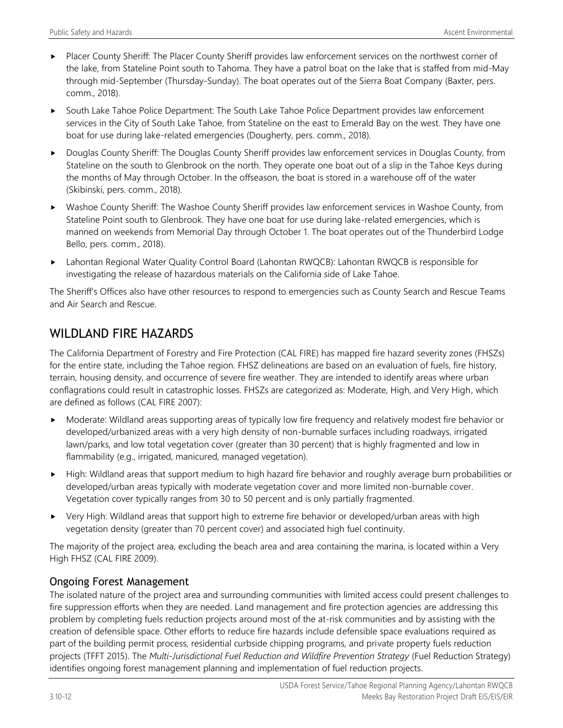- Placer County Sheriff: The Placer County Sheriff provides law enforcement services on the northwest corner of the lake, from Stateline Point south to Tahoma. They have a patrol boat on the lake that is staffed from mid-May through mid-September (Thursday-Sunday). The boat operates out of the Sierra Boat Company (Baxter, pers. comm., 2018).
- South Lake Tahoe Police Department: The South Lake Tahoe Police Department provides law enforcement services in the City of South Lake Tahoe, from Stateline on the east to Emerald Bay on the west. They have one boat for use during lake-related emergencies (Dougherty, pers. comm., 2018).
- Douglas County Sheriff: The Douglas County Sheriff provides law enforcement services in Douglas County, from Stateline on the south to Glenbrook on the north. They operate one boat out of a slip in the Tahoe Keys during the months of May through October. In the offseason, the boat is stored in a warehouse off of the water (Skibinski, pers. comm., 2018).
- Washoe County Sheriff: The Washoe County Sheriff provides law enforcement services in Washoe County, from Stateline Point south to Glenbrook. They have one boat for use during lake-related emergencies, which is manned on weekends from Memorial Day through October 1. The boat operates out of the Thunderbird Lodge Bello, pers. comm., 2018).
- Lahontan Regional Water Quality Control Board (Lahontan RWQCB): Lahontan RWQCB is responsible for investigating the release of hazardous materials on the California side of Lake Tahoe.

The Sheriff's Offices also have other resources to respond to emergencies such as County Search and Rescue Teams and Air Search and Rescue.

# WILDLAND FIRE HAZARDS

The California Department of Forestry and Fire Protection (CAL FIRE) has mapped fire hazard severity zones (FHSZs) for the entire state, including the Tahoe region. FHSZ delineations are based on an evaluation of fuels, fire history, terrain, housing density, and occurrence of severe fire weather. They are intended to identify areas where urban conflagrations could result in catastrophic losses. FHSZs are categorized as: Moderate, High, and Very High, which are defined as follows (CAL FIRE 2007):

- Moderate: Wildland areas supporting areas of typically low fire frequency and relatively modest fire behavior or developed/urbanized areas with a very high density of non-burnable surfaces including roadways, irrigated lawn/parks, and low total vegetation cover (greater than 30 percent) that is highly fragmented and low in flammability (e.g., irrigated, manicured, managed vegetation).
- High: Wildland areas that support medium to high hazard fire behavior and roughly average burn probabilities or developed/urban areas typically with moderate vegetation cover and more limited non-burnable cover. Vegetation cover typically ranges from 30 to 50 percent and is only partially fragmented.
- Very High: Wildland areas that support high to extreme fire behavior or developed/urban areas with high vegetation density (greater than 70 percent cover) and associated high fuel continuity.

The majority of the project area, excluding the beach area and area containing the marina, is located within a Very High FHSZ (CAL FIRE 2009).

## Ongoing Forest Management

The isolated nature of the project area and surrounding communities with limited access could present challenges to fire suppression efforts when they are needed. Land management and fire protection agencies are addressing this problem by completing fuels reduction projects around most of the at-risk communities and by assisting with the creation of defensible space. Other efforts to reduce fire hazards include defensible space evaluations required as part of the building permit process, residential curbside chipping programs, and private property fuels reduction projects (TFFT 2015). The *Multi-Jurisdictional Fuel Reduction and Wildfire Prevention Strategy* (Fuel Reduction Strategy) identifies ongoing forest management planning and implementation of fuel reduction projects.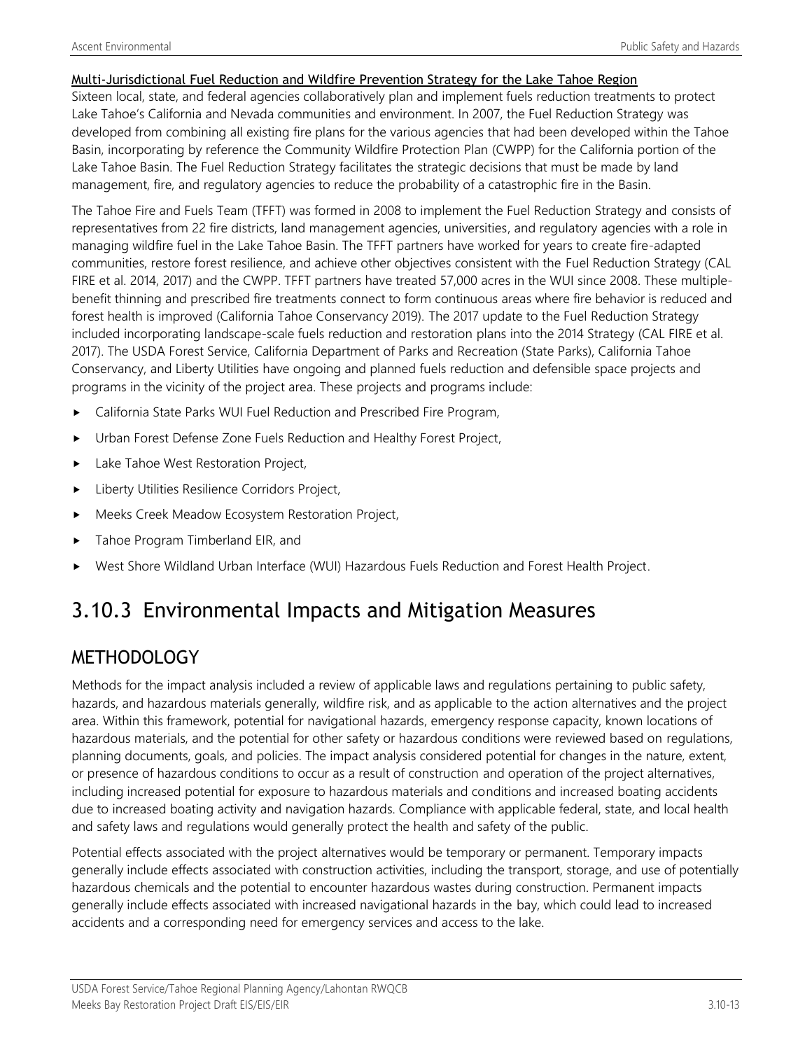**Multi-Jurisdictional Fuel Reduction and Wildfire Prevention Strategy for the Lake Tahoe Region**

Sixteen local, state, and federal agencies collaboratively plan and implement fuels reduction treatments to protect Lake Tahoe's California and Nevada communities and environment. In 2007, the Fuel Reduction Strategy was developed from combining all existing fire plans for the various agencies that had been developed within the Tahoe Basin, incorporating by reference the Community Wildfire Protection Plan (CWPP) for the California portion of the Lake Tahoe Basin. The Fuel Reduction Strategy facilitates the strategic decisions that must be made by land management, fire, and regulatory agencies to reduce the probability of a catastrophic fire in the Basin.

The Tahoe Fire and Fuels Team (TFFT) was formed in 2008 to implement the Fuel Reduction Strategy and consists of representatives from 22 fire districts, land management agencies, universities, and regulatory agencies with a role in managing wildfire fuel in the Lake Tahoe Basin. The TFFT partners have worked for years to create fire-adapted communities, restore forest resilience, and achieve other objectives consistent with the Fuel Reduction Strategy (CAL FIRE et al. 2014, 2017) and the CWPP. TFFT partners have treated 57,000 acres in the WUI since 2008. These multiple-benefit thinning and prescribed fire treatments connect to form continuous areas where fire behavior is reduced and forest health is improved (California Tahoe Conservancy 2019). The 2017 update to the Fuel Reduction Strategy included incorporating landscape-scale fuels reduction and restoration plans into the 2014 Strategy (CAL FIRE et al. 2017). The USDA Forest Service, California Department of Parks and Recreation (State Parks), California Tahoe Conservancy, and Liberty Utilities have ongoing and planned fuels reduction and defensible space projects and programs in the vicinity of the project area. These projects and programs include:

- California State Parks WUI Fuel Reduction and Prescribed Fire Program,
- Urban Forest Defense Zone Fuels Reduction and Healthy Forest Project,
- Lake Tahoe West Restoration Project,
- Liberty Utilities Resilience Corridors Project,
- Meeks Creek Meadow Ecosystem Restoration Project,
- Tahoe Program Timberland EIR, and
- West Shore Wildland Urban Interface (WUI) Hazardous Fuels Reduction and Forest Health Project.

# 3.10.3 Environmental Impacts and Mitigation Measures

## METHODOLOGY

Methods for the impact analysis included a review of applicable laws and regulations pertaining to public safety, hazards, and hazardous materials generally, wildfire risk, and as applicable to the action alternatives and the project area. Within this framework, potential for navigational hazards, emergency response capacity, known locations of hazardous materials, and the potential for other safety or hazardous conditions were reviewed based on regulations, planning documents, goals, and policies. The impact analysis considered potential for changes in the nature, extent, or presence of hazardous conditions to occur as a result of construction and operation of the project alternatives, including increased potential for exposure to hazardous materials and conditions and increased boating accidents due to increased boating activity and navigation hazards. Compliance with applicable federal, state, and local health and safety laws and regulations would generally protect the health and safety of the public.

Potential effects associated with the project alternatives would be temporary or permanent. Temporary impacts generally include effects associated with construction activities, including the transport, storage, and use of potentially hazardous chemicals and the potential to encounter hazardous wastes during construction. Permanent impacts generally include effects associated with increased navigational hazards in the bay, which could lead to increased accidents and a corresponding need for emergency services and access to the lake.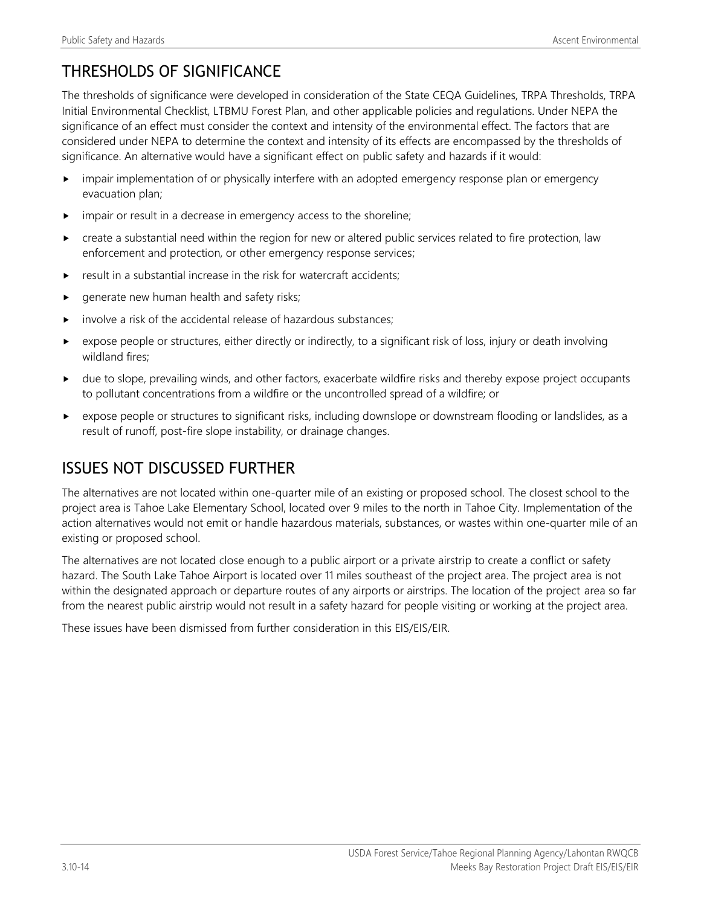## THRESHOLDS OF SIGNIFICANCE

The thresholds of significance were developed in consideration of the State CEQA Guidelines, TRPA Thresholds, TRPA Initial Environmental Checklist, LTBMU Forest Plan, and other applicable policies and regulations. Under NEPA the significance of an effect must consider the context and intensity of the environmental effect. The factors that are considered under NEPA to determine the context and intensity of its effects are encompassed by the thresholds of significance. An alternative would have a significant effect on public safety and hazards if it would:

- impair implementation of or physically interfere with an adopted emergency response plan or emergency evacuation plan;
- impair or result in a decrease in emergency access to the shoreline;
- create a substantial need within the region for new or altered public services related to fire protection, law enforcement and protection, or other emergency response services;
- result in a substantial increase in the risk for watercraft accidents;
- generate new human health and safety risks;
- involve a risk of the accidental release of hazardous substances;
- expose people or structures, either directly or indirectly, to a significant risk of loss, injury or death involving wildland fires;
- due to slope, prevailing winds, and other factors, exacerbate wildfire risks and thereby expose project occupants to pollutant concentrations from a wildfire or the uncontrolled spread of a wildfire; or
- expose people or structures to significant risks, including downslope or downstream flooding or landslides, as a result of runoff, post-fire slope instability, or drainage changes.

## ISSUES NOT DISCUSSED FURTHER

The alternatives are not located within one-quarter mile of an existing or proposed school. The closest school to the project area is Tahoe Lake Elementary School, located over 9 miles to the north in Tahoe City. Implementation of the action alternatives would not emit or handle hazardous materials, substances, or wastes within one-quarter mile of an existing or proposed school.

The alternatives are not located close enough to a public airport or a private airstrip to create a conflict or safety hazard. The South Lake Tahoe Airport is located over 11 miles southeast of the project area. The project area is not within the designated approach or departure routes of any airports or airstrips. The location of the project area so far from the nearest public airstrip would not result in a safety hazard for people visiting or working at the project area.

These issues have been dismissed from further consideration in this EIS/EIS/EIR.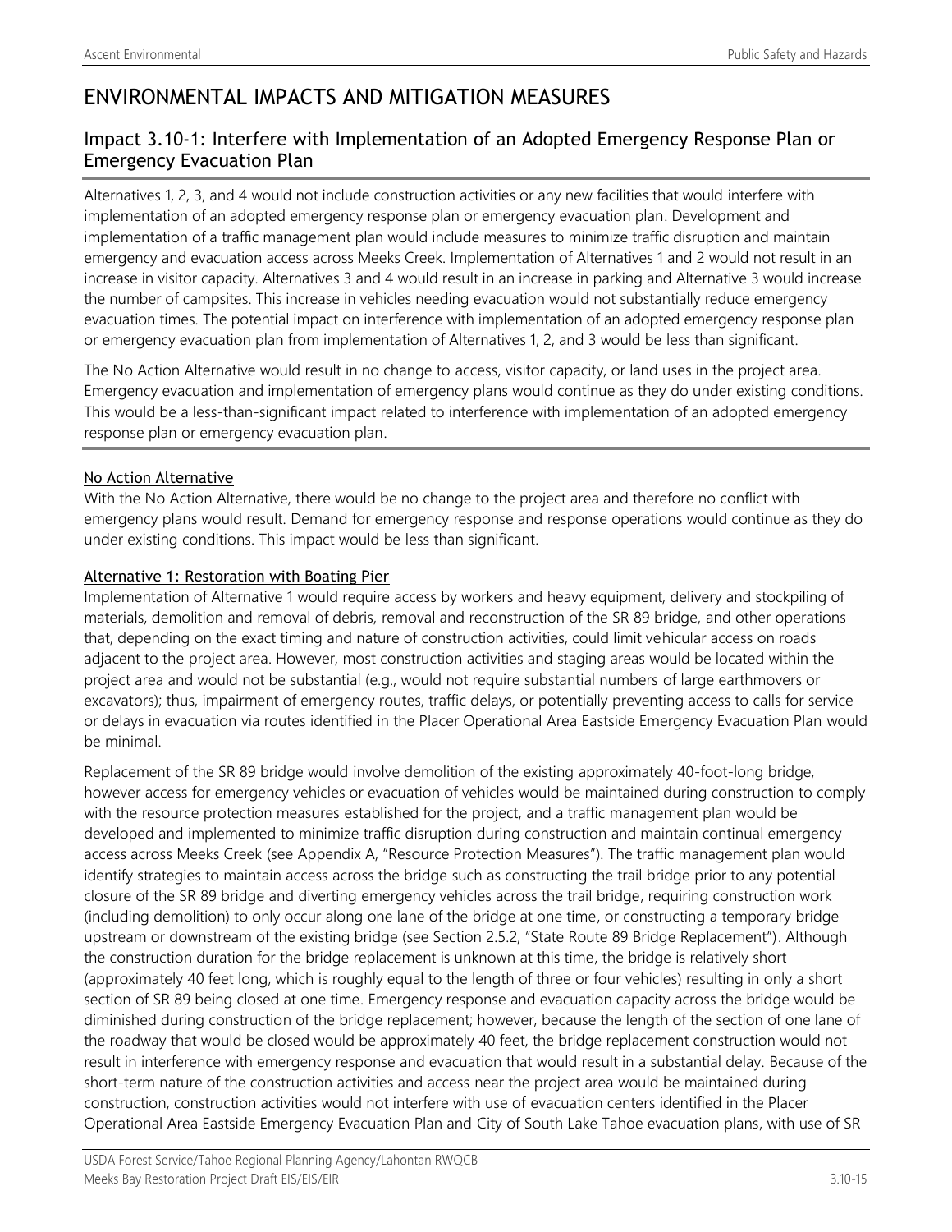# ENVIRONMENTAL IMPACTS AND MITIGATION MEASURES

## Impact 3.10-1: Interfere with Implementation of an Adopted Emergency Response Plan or Emergency Evacuation Plan

Alternatives 1, 2, 3, and 4 would not include construction activities or any new facilities that would interfere with implementation of an adopted emergency response plan or emergency evacuation plan. Development and implementation of a traffic management plan would include measures to minimize traffic disruption and maintain emergency and evacuation access across Meeks Creek. Implementation of Alternatives 1 and 2 would not result in an increase in visitor capacity. Alternatives 3 and 4 would result in an increase in parking and Alternative 3 would increase the number of campsites. This increase in vehicles needing evacuation would not substantially reduce emergency evacuation times. The potential impact on interference with implementation of an adopted emergency response plan or emergency evacuation plan from implementation of Alternatives 1, 2, and 3 would be less than significant.

The No Action Alternative would result in no change to access, visitor capacity, or land uses in the project area. Emergency evacuation and implementation of emergency plans would continue as they do under existing conditions. This would be a less-than-significant impact related to interference with implementation of an adopted emergency response plan or emergency evacuation plan.

### No Action Alternative

With the No Action Alternative, there would be no change to the project area and therefore no conflict with emergency plans would result. Demand for emergency response and response operations would continue as they do under existing conditions. This impact would be less than significant.

### Alternative 1: Restoration with Boating Pier

Implementation of Alternative 1 would require access by workers and heavy equipment, delivery and stockpiling of materials, demolition and removal of debris, removal and reconstruction of the SR 89 bridge, and other operations that, depending on the exact timing and nature of construction activities, could limit vehicular access on roads adjacent to the project area. However, most construction activities and staging areas would be located within the project area and would not be substantial (e.g., would not require substantial numbers of large earthmovers or excavators); thus, impairment of emergency routes, traffic delays, or potentially preventing access to calls for service or delays in evacuation via routes identified in the Placer Operational Area Eastside Emergency Evacuation Plan would be minimal.

Replacement of the SR 89 bridge would involve demolition of the existing approximately 40-foot-long bridge, however access for emergency vehicles or evacuation of vehicles would be maintained during construction to comply with the resource protection measures established for the project, and a traffic management plan would be developed and implemented to minimize traffic disruption during construction and maintain continual emergency access across Meeks Creek (see Appendix A, "Resource Protection Measures"). The traffic management plan would identify strategies to maintain access across the bridge such as constructing the trail bridge prior to any potential closure of the SR 89 bridge and diverting emergency vehicles across the trail bridge, requiring construction work (including demolition) to only occur along one lane of the bridge at one time, or constructing a temporary bridge upstream or downstream of the existing bridge (see Section 2.5.2, "State Route 89 Bridge Replacement"). Although the construction duration for the bridge replacement is unknown at this time, the bridge is relatively short (approximately 40 feet long, which is roughly equal to the length of three or four vehicles) resulting in only a short section of SR 89 being closed at one time. Emergency response and evacuation capacity across the bridge would be diminished during construction of the bridge replacement; however, because the length of the section of one lane of the roadway that would be closed would be approximately 40 feet, the bridge replacement construction would not result in interference with emergency response and evacuation that would result in a substantial delay. Because of the short-term nature of the construction activities and access near the project area would be maintained during construction, construction activities would not interfere with use of evacuation centers identified in the Placer Operational Area Eastside Emergency Evacuation Plan and City of South Lake Tahoe evacuation plans, with use of SR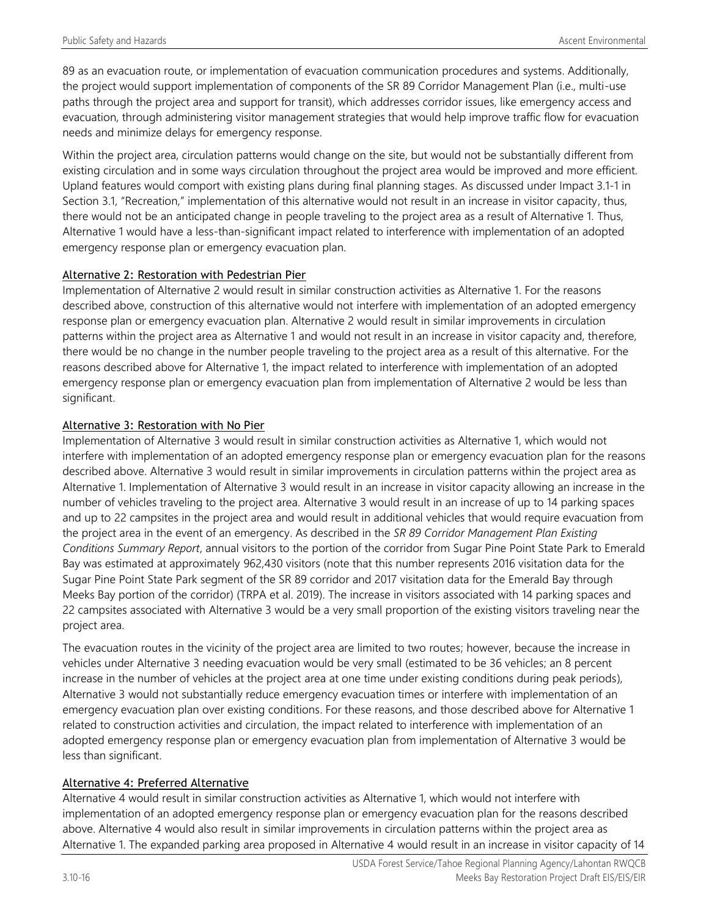89 as an evacuation route, or implementation of evacuation communication procedures and systems. Additionally, the project would support implementation of components of the SR 89 Corridor Management Plan (i.e., multi-use paths through the project area and support for transit), which addresses corridor issues, like emergency access and evacuation, through administering visitor management strategies that would help improve traffic flow for evacuation needs and minimize delays for emergency response.

Within the project area, circulation patterns would change on the site, but would not be substantially different from existing circulation and in some ways circulation throughout the project area would be improved and more efficient. Upland features would comport with existing plans during final planning stages. As discussed under Impact 3.1-1 in Section 3.1, "Recreation," implementation of this alternative would not result in an increase in visitor capacity, thus, there would not be an anticipated change in people traveling to the project area as a result of Alternative 1. Thus, Alternative 1 would have a less-than-significant impact related to interference with implementation of an adopted emergency response plan or emergency evacuation plan.

#### Alternative 2: Restoration with Pedestrian Pier

Implementation of Alternative 2 would result in similar construction activities as Alternative 1. For the reasons described above, construction of this alternative would not interfere with implementation of an adopted emergency response plan or emergency evacuation plan. Alternative 2 would result in similar improvements in circulation patterns within the project area as Alternative 1 and would not result in an increase in visitor capacity and, therefore, there would be no change in the number people traveling to the project area as a result of this alternative. For the reasons described above for Alternative 1, the impact related to interference with implementation of an adopted emergency response plan or emergency evacuation plan from implementation of Alternative 2 would be less than significant.

#### Alternative 3: Restoration with No Pier

Implementation of Alternative 3 would result in similar construction activities as Alternative 1, which would not interfere with implementation of an adopted emergency response plan or emergency evacuation plan for the reasons described above. Alternative 3 would result in similar improvements in circulation patterns within the project area as Alternative 1. Implementation of Alternative 3 would result in an increase in visitor capacity allowing an increase in the number of vehicles traveling to the project area. Alternative 3 would result in an increase of up to 14 parking spaces and up to 22 campsites in the project area and would result in additional vehicles that would require evacuation from the project area in the event of an emergency. As described in the *SR 89 Corridor Management Plan Existing Conditions Summary Report*, annual visitors to the portion of the corridor from Sugar Pine Point State Park to Emerald Bay was estimated at approximately 962,430 visitors (note that this number represents 2016 visitation data for the Sugar Pine Point State Park segment of the SR 89 corridor and 2017 visitation data for the Emerald Bay through Meeks Bay portion of the corridor) (TRPA et al. 2019). The increase in visitors associated with 14 parking spaces and 22 campsites associated with Alternative 3 would be a very small proportion of the existing visitors traveling near the project area.

The evacuation routes in the vicinity of the project area are limited to two routes; however, because the increase in vehicles under Alternative 3 needing evacuation would be very small (estimated to be 36 vehicles; an 8 percent increase in the number of vehicles at the project area at one time under existing conditions during peak periods), Alternative 3 would not substantially reduce emergency evacuation times or interfere with implementation of an emergency evacuation plan over existing conditions. For these reasons, and those described above for Alternative 1 related to construction activities and circulation, the impact related to interference with implementation of an adopted emergency response plan or emergency evacuation plan from implementation of Alternative 3 would be less than significant.

#### Alternative 4: Preferred Alternative

Alternative 4 would result in similar construction activities as Alternative 1, which would not interfere with implementation of an adopted emergency response plan or emergency evacuation plan for the reasons described above. Alternative 4 would also result in similar improvements in circulation patterns within the project area as Alternative 1. The expanded parking area proposed in Alternative 4 would result in an increase in visitor capacity of 14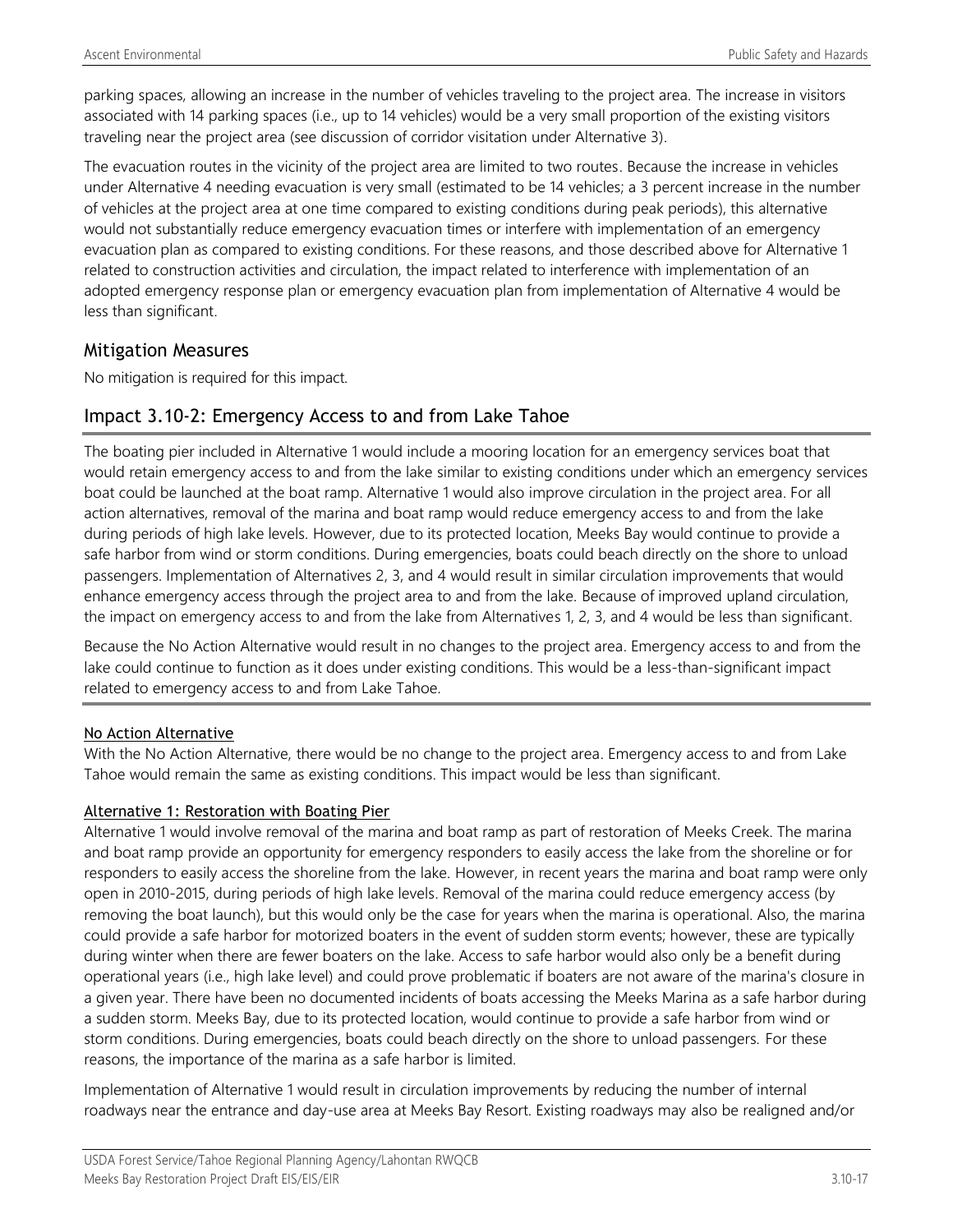parking spaces, allowing an increase in the number of vehicles traveling to the project area. The increase in visitors associated with 14 parking spaces (i.e., up to 14 vehicles) would be a very small proportion of the existing visitors traveling near the project area (see discussion of corridor visitation under Alternative 3).

The evacuation routes in the vicinity of the project area are limited to two routes. Because the increase in vehicles under Alternative 4 needing evacuation is very small (estimated to be 14 vehicles; a 3 percent increase in the number of vehicles at the project area at one time compared to existing conditions during peak periods), this alternative would not substantially reduce emergency evacuation times or interfere with implementation of an emergency evacuation plan as compared to existing conditions. For these reasons, and those described above for Alternative 1 related to construction activities and circulation, the impact related to interference with implementation of an adopted emergency response plan or emergency evacuation plan from implementation of Alternative 4 would be less than significant.

## Mitigation Measures

No mitigation is required for this impact.

## Impact 3.10-2: Emergency Access to and from Lake Tahoe

The boating pier included in Alternative 1 would include a mooring location for an emergency services boat that would retain emergency access to and from the lake similar to existing conditions under which an emergency services boat could be launched at the boat ramp. Alternative 1 would also improve circulation in the project area. For all action alternatives, removal of the marina and boat ramp would reduce emergency access to and from the lake during periods of high lake levels. However, due to its protected location, Meeks Bay would continue to provide a safe harbor from wind or storm conditions. During emergencies, boats could beach directly on the shore to unload passengers. Implementation of Alternatives 2, 3, and 4 would result in similar circulation improvements that would enhance emergency access through the project area to and from the lake. Because of improved upland circulation, the impact on emergency access to and from the lake from Alternatives 1, 2, 3, and 4 would be less than significant.

Because the No Action Alternative would result in no changes to the project area. Emergency access to and from the lake could continue to function as it does under existing conditions. This would be a less-than-significant impact related to emergency access to and from Lake Tahoe.

#### No Action Alternative

With the No Action Alternative, there would be no change to the project area. Emergency access to and from Lake Tahoe would remain the same as existing conditions. This impact would be less than significant.

#### Alternative 1: Restoration with Boating Pier

Alternative 1 would involve removal of the marina and boat ramp as part of restoration of Meeks Creek. The marina and boat ramp provide an opportunity for emergency responders to easily access the lake from the shoreline or for responders to easily access the shoreline from the lake. However, in recent years the marina and boat ramp were only open in 2010-2015, during periods of high lake levels. Removal of the marina could reduce emergency access (by removing the boat launch), but this would only be the case for years when the marina is operational. Also, the marina could provide a safe harbor for motorized boaters in the event of sudden storm events; however, these are typically during winter when there are fewer boaters on the lake. Access to safe harbor would also only be a benefit during operational years (i.e., high lake level) and could prove problematic if boaters are not aware of the marina's closure in a given year. There have been no documented incidents of boats accessing the Meeks Marina as a safe harbor during a sudden storm. Meeks Bay, due to its protected location, would continue to provide a safe harbor from wind or storm conditions. During emergencies, boats could beach directly on the shore to unload passengers. For these reasons, the importance of the marina as a safe harbor is limited.

Implementation of Alternative 1 would result in circulation improvements by reducing the number of internal roadways near the entrance and day-use area at Meeks Bay Resort. Existing roadways may also be realigned and/or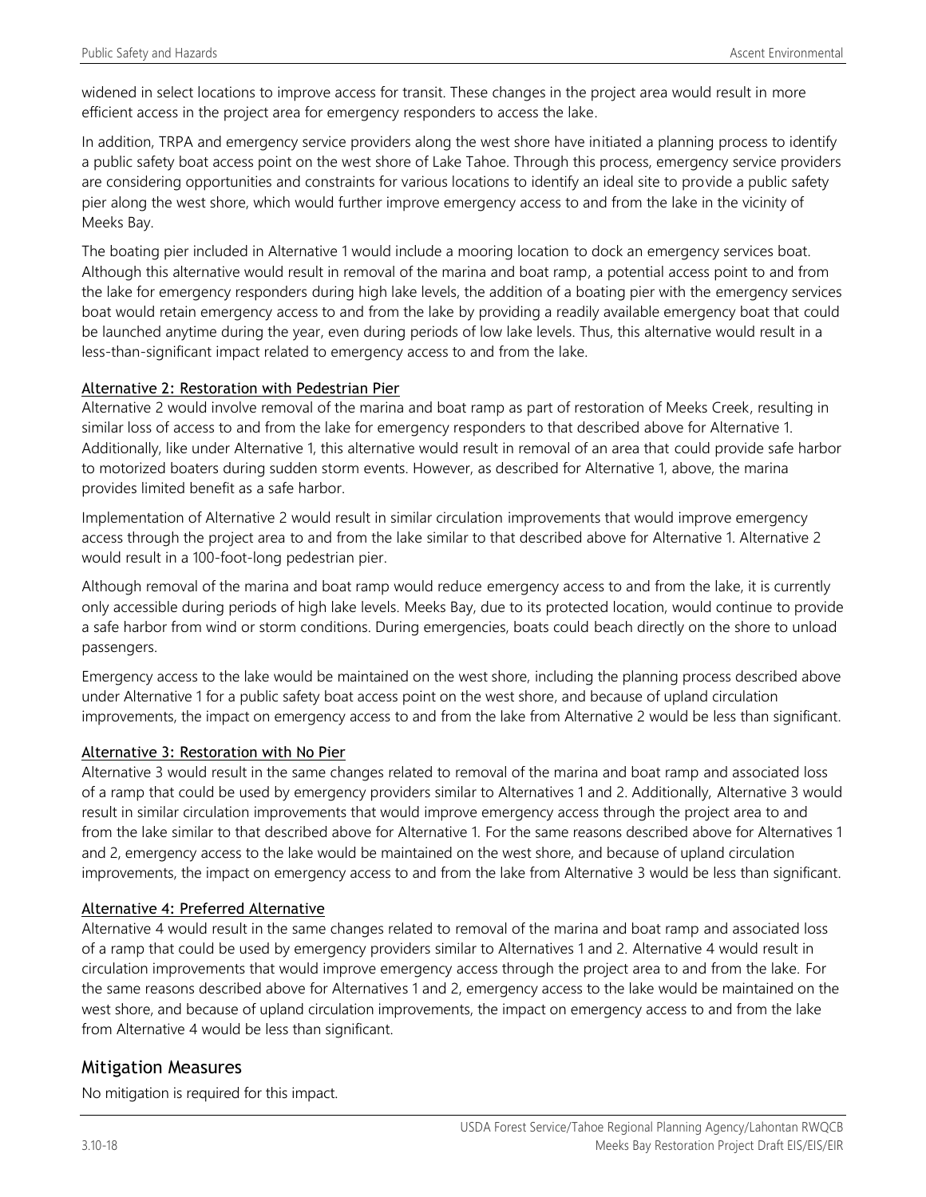widened in select locations to improve access for transit. These changes in the project area would result in more efficient access in the project area for emergency responders to access the lake.

In addition, TRPA and emergency service providers along the west shore have initiated a planning process to identify a public safety boat access point on the west shore of Lake Tahoe. Through this process, emergency service providers are considering opportunities and constraints for various locations to identify an ideal site to provide a public safety pier along the west shore, which would further improve emergency access to and from the lake in the vicinity of Meeks Bay.

The boating pier included in Alternative 1 would include a mooring location to dock an emergency services boat. Although this alternative would result in removal of the marina and boat ramp, a potential access point to and from the lake for emergency responders during high lake levels, the addition of a boating pier with the emergency services boat would retain emergency access to and from the lake by providing a readily available emergency boat that could be launched anytime during the year, even during periods of low lake levels. Thus, this alternative would result in a less-than-significant impact related to emergency access to and from the lake.

#### Alternative 2: Restoration with Pedestrian Pier

Alternative 2 would involve removal of the marina and boat ramp as part of restoration of Meeks Creek, resulting in similar loss of access to and from the lake for emergency responders to that described above for Alternative 1. Additionally, like under Alternative 1, this alternative would result in removal of an area that could provide safe harbor to motorized boaters during sudden storm events. However, as described for Alternative 1, above, the marina provides limited benefit as a safe harbor.

Implementation of Alternative 2 would result in similar circulation improvements that would improve emergency access through the project area to and from the lake similar to that described above for Alternative 1. Alternative 2 would result in a 100-foot-long pedestrian pier.

Although removal of the marina and boat ramp would reduce emergency access to and from the lake, it is currently only accessible during periods of high lake levels. Meeks Bay, due to its protected location, would continue to provide a safe harbor from wind or storm conditions. During emergencies, boats could beach directly on the shore to unload passengers.

Emergency access to the lake would be maintained on the west shore, including the planning process described above under Alternative 1 for a public safety boat access point on the west shore, and because of upland circulation improvements, the impact on emergency access to and from the lake from Alternative 2 would be less than significant.

#### Alternative 3: Restoration with No Pier

Alternative 3 would result in the same changes related to removal of the marina and boat ramp and associated loss of a ramp that could be used by emergency providers similar to Alternatives 1 and 2. Additionally, Alternative 3 would result in similar circulation improvements that would improve emergency access through the project area to and from the lake similar to that described above for Alternative 1. For the same reasons described above for Alternatives 1 and 2, emergency access to the lake would be maintained on the west shore, and because of upland circulation improvements, the impact on emergency access to and from the lake from Alternative 3 would be less than significant.

#### Alternative 4: Preferred Alternative

Alternative 4 would result in the same changes related to removal of the marina and boat ramp and associated loss of a ramp that could be used by emergency providers similar to Alternatives 1 and 2. Alternative 4 would result in circulation improvements that would improve emergency access through the project area to and from the lake. For the same reasons described above for Alternatives 1 and 2, emergency access to the lake would be maintained on the west shore, and because of upland circulation improvements, the impact on emergency access to and from the lake from Alternative 4 would be less than significant.

### Mitigation Measures

No mitigation is required for this impact.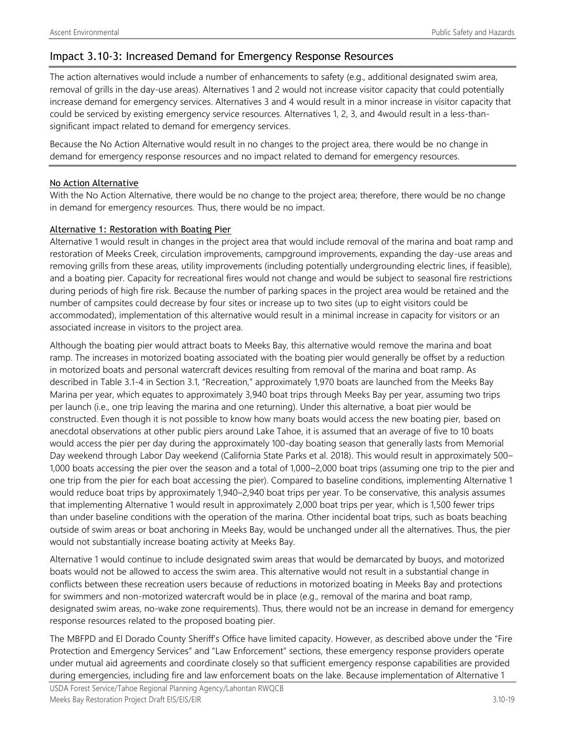## Impact 3.10-3: Increased Demand for Emergency Response Resources

The action alternatives would include a number of enhancements to safety (e.g., additional designated swim area, removal of grills in the day-use areas). Alternatives 1 and 2 would not increase visitor capacity that could potentially increase demand for emergency services. Alternatives 3 and 4 would result in a minor increase in visitor capacity that could be serviced by existing emergency service resources. Alternatives 1, 2, 3, and 4would result in a less-than-significant impact related to demand for emergency services.

Because the No Action Alternative would result in no changes to the project area, there would be no change in demand for emergency response resources and no impact related to demand for emergency resources.

### No Action Alternative

With the No Action Alternative, there would be no change to the project area; therefore, there would be no change in demand for emergency resources. Thus, there would be no impact.

### Alternative 1: Restoration with Boating Pier

Alternative 1 would result in changes in the project area that would include removal of the marina and boat ramp and restoration of Meeks Creek, circulation improvements, campground improvements, expanding the day-use areas and removing grills from these areas, utility improvements (including potentially undergrounding electric lines, if feasible), and a boating pier. Capacity for recreational fires would not change and would be subject to seasonal fire restrictions during periods of high fire risk. Because the number of parking spaces in the project area would be retained and the number of campsites could decrease by four sites or increase up to two sites (up to eight visitors could be accommodated), implementation of this alternative would result in a minimal increase in capacity for visitors or an associated increase in visitors to the project area.

Although the boating pier would attract boats to Meeks Bay, this alternative would remove the marina and boat ramp. The increases in motorized boating associated with the boating pier would generally be offset by a reduction in motorized boats and personal watercraft devices resulting from removal of the marina and boat ramp. As described in Table 3.1-4 in Section 3.1, "Recreation," approximately 1,970 boats are launched from the Meeks Bay Marina per year, which equates to approximately 3,940 boat trips through Meeks Bay per year, assuming two trips per launch (i.e., one trip leaving the marina and one returning). Under this alternative, a boat pier would be constructed. Even though it is not possible to know how many boats would access the new boating pier, based on anecdotal observations at other public piers around Lake Tahoe, it is assumed that an average of five to 10 boats would access the pier per day during the approximately 100-day boating season that generally lasts from Memorial Day weekend through Labor Day weekend (California State Parks et al. 2018). This would result in approximately 500–1,000 boats accessing the pier over the season and a total of 1,000–2,000 boat trips (assuming one trip to the pier and one trip from the pier for each boat accessing the pier). Compared to baseline conditions, implementing Alternative 1 would reduce boat trips by approximately 1,940–2,940 boat trips per year. To be conservative, this analysis assumes that implementing Alternative 1 would result in approximately 2,000 boat trips per year, which is 1,500 fewer trips than under baseline conditions with the operation of the marina. Other incidental boat trips, such as boats beaching outside of swim areas or boat anchoring in Meeks Bay, would be unchanged under all the alternatives. Thus, the pier would not substantially increase boating activity at Meeks Bay.

Alternative 1 would continue to include designated swim areas that would be demarcated by buoys, and motorized boats would not be allowed to access the swim area. This alternative would not result in a substantial change in conflicts between these recreation users because of reductions in motorized boating in Meeks Bay and protections for swimmers and non-motorized watercraft would be in place (e.g., removal of the marina and boat ramp, designated swim areas, no-wake zone requirements). Thus, there would not be an increase in demand for emergency response resources related to the proposed boating pier.

The MBFPD and El Dorado County Sheriff's Office have limited capacity. However, as described above under the "Fire Protection and Emergency Services" and "Law Enforcement" sections, these emergency response providers operate under mutual aid agreements and coordinate closely so that sufficient emergency response capabilities are provided during emergencies, including fire and law enforcement boats on the lake. Because implementation of Alternative 1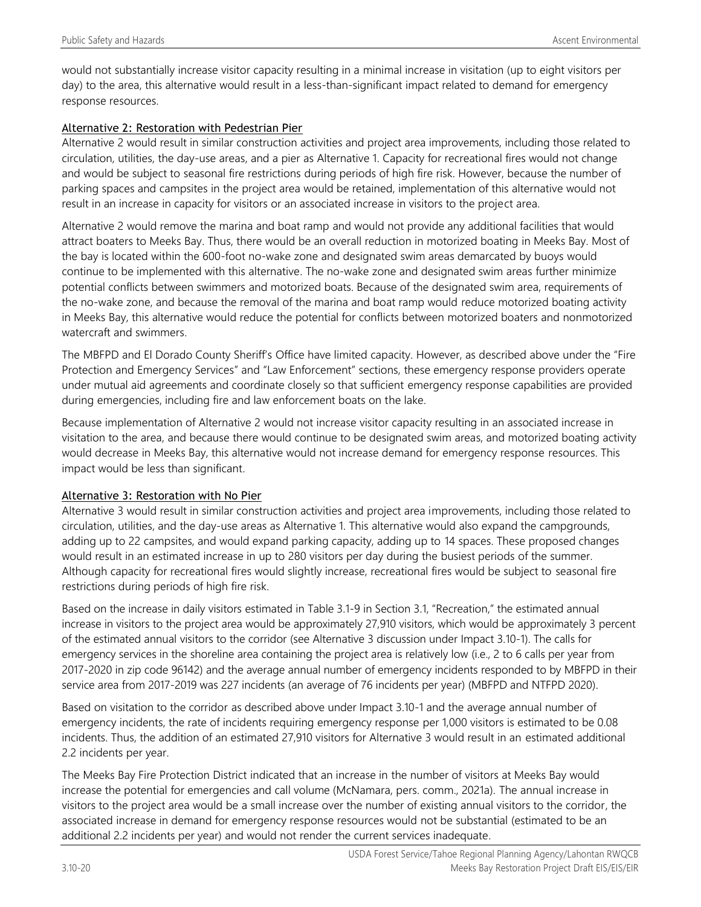would not substantially increase visitor capacity resulting in a minimal increase in visitation (up to eight visitors per day) to the area, this alternative would result in a less-than-significant impact related to demand for emergency response resources.

### Alternative 2: Restoration with Pedestrian Pier

Alternative 2 would result in similar construction activities and project area improvements, including those related to circulation, utilities, the day-use areas, and a pier as Alternative 1. Capacity for recreational fires would not change and would be subject to seasonal fire restrictions during periods of high fire risk. However, because the number of parking spaces and campsites in the project area would be retained, implementation of this alternative would not result in an increase in capacity for visitors or an associated increase in visitors to the project area.

Alternative 2 would remove the marina and boat ramp and would not provide any additional facilities that would attract boaters to Meeks Bay. Thus, there would be an overall reduction in motorized boating in Meeks Bay. Most of the bay is located within the 600-foot no-wake zone and designated swim areas demarcated by buoys would continue to be implemented with this alternative. The no-wake zone and designated swim areas further minimize potential conflicts between swimmers and motorized boats. Because of the designated swim area, requirements of the no-wake zone, and because the removal of the marina and boat ramp would reduce motorized boating activity in Meeks Bay, this alternative would reduce the potential for conflicts between motorized boaters and nonmotorized watercraft and swimmers.

The MBFPD and El Dorado County Sheriff's Office have limited capacity. However, as described above under the "Fire Protection and Emergency Services" and "Law Enforcement" sections, these emergency response providers operate under mutual aid agreements and coordinate closely so that sufficient emergency response capabilities are provided during emergencies, including fire and law enforcement boats on the lake.

Because implementation of Alternative 2 would not increase visitor capacity resulting in an associated increase in visitation to the area, and because there would continue to be designated swim areas, and motorized boating activity would decrease in Meeks Bay, this alternative would not increase demand for emergency response resources. This impact would be less than significant.

### Alternative 3: Restoration with No Pier

Alternative 3 would result in similar construction activities and project area improvements, including those related to circulation, utilities, and the day-use areas as Alternative 1. This alternative would also expand the campgrounds, adding up to 22 campsites, and would expand parking capacity, adding up to 14 spaces. These proposed changes would result in an estimated increase in up to 280 visitors per day during the busiest periods of the summer. Although capacity for recreational fires would slightly increase, recreational fires would be subject to seasonal fire restrictions during periods of high fire risk.

Based on the increase in daily visitors estimated in Table 3.1-9 in Section 3.1, "Recreation," the estimated annual increase in visitors to the project area would be approximately 27,910 visitors, which would be approximately 3 percent of the estimated annual visitors to the corridor (see Alternative 3 discussion under Impact 3.10-1). The calls for emergency services in the shoreline area containing the project area is relatively low (i.e., 2 to 6 calls per year from 2017-2020 in zip code 96142) and the average annual number of emergency incidents responded to by MBFPD in their service area from 2017-2019 was 227 incidents (an average of 76 incidents per year) (MBFPD and NTFPD 2020).

Based on visitation to the corridor as described above under Impact 3.10-1 and the average annual number of emergency incidents, the rate of incidents requiring emergency response per 1,000 visitors is estimated to be 0.08 incidents. Thus, the addition of an estimated 27,910 visitors for Alternative 3 would result in an estimated additional 2.2 incidents per year.

The Meeks Bay Fire Protection District indicated that an increase in the number of visitors at Meeks Bay would increase the potential for emergencies and call volume (McNamara, pers. comm., 2021a). The annual increase in visitors to the project area would be a small increase over the number of existing annual visitors to the corridor, the associated increase in demand for emergency response resources would not be substantial (estimated to be an additional 2.2 incidents per year) and would not render the current services inadequate.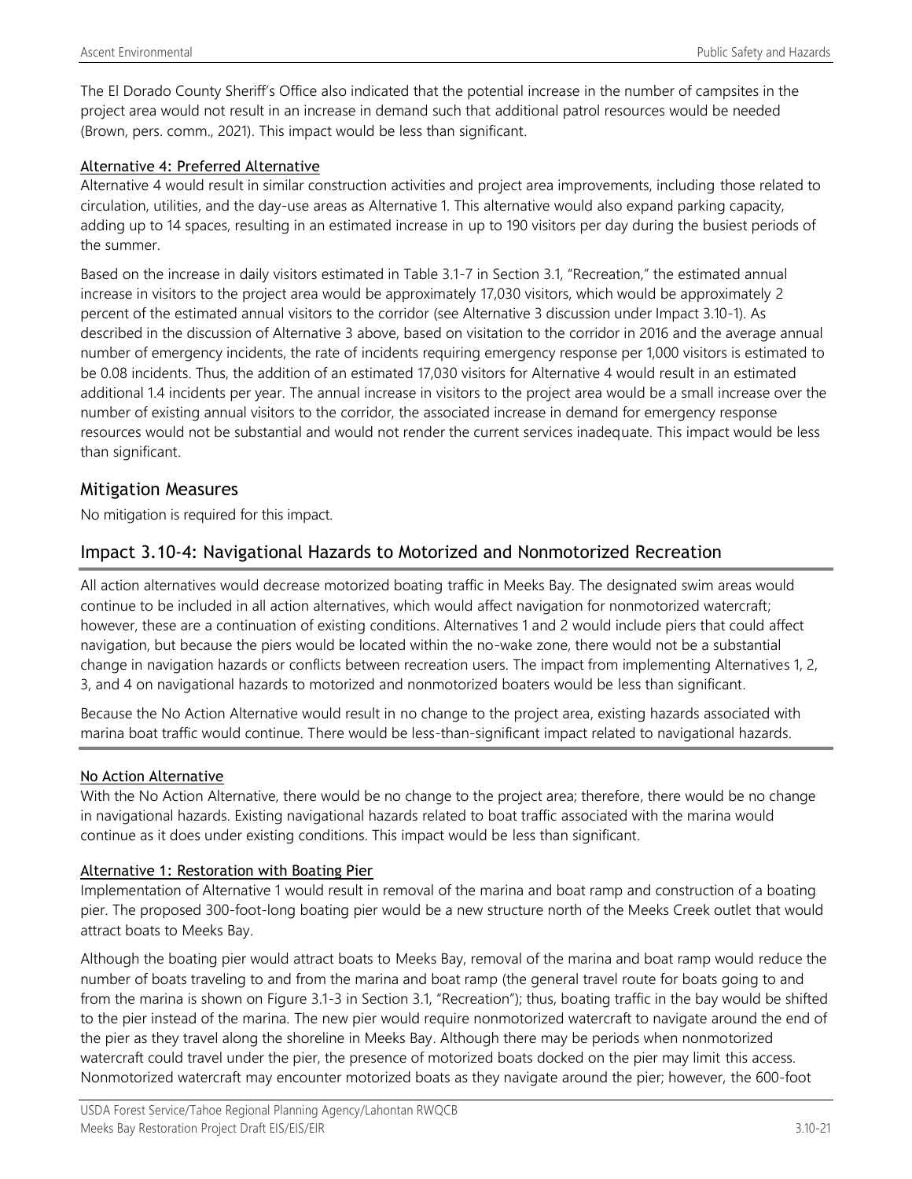The El Dorado County Sheriff's Office also indicated that the potential increase in the number of campsites in the project area would not result in an increase in demand such that additional patrol resources would be needed (Brown, pers. comm., 2021). This impact would be less than significant.

#### Alternative 4: Preferred Alternative

Alternative 4 would result in similar construction activities and project area improvements, including those related to circulation, utilities, and the day-use areas as Alternative 1. This alternative would also expand parking capacity, adding up to 14 spaces, resulting in an estimated increase in up to 190 visitors per day during the busiest periods of the summer.

Based on the increase in daily visitors estimated in Table 3.1-7 in Section 3.1, "Recreation," the estimated annual increase in visitors to the project area would be approximately 17,030 visitors, which would be approximately 2 percent of the estimated annual visitors to the corridor (see Alternative 3 discussion under Impact 3.10-1). As described in the discussion of Alternative 3 above, based on visitation to the corridor in 2016 and the average annual number of emergency incidents, the rate of incidents requiring emergency response per 1,000 visitors is estimated to be 0.08 incidents. Thus, the addition of an estimated 17,030 visitors for Alternative 4 would result in an estimated additional 1.4 incidents per year. The annual increase in visitors to the project area would be a small increase over the number of existing annual visitors to the corridor, the associated increase in demand for emergency response resources would not be substantial and would not render the current services inadequate. This impact would be less than significant.

## Mitigation Measures

No mitigation is required for this impact.

## Impact 3.10-4: Navigational Hazards to Motorized and Nonmotorized Recreation

All action alternatives would decrease motorized boating traffic in Meeks Bay. The designated swim areas would continue to be included in all action alternatives, which would affect navigation for nonmotorized watercraft; however, these are a continuation of existing conditions. Alternatives 1 and 2 would include piers that could affect navigation, but because the piers would be located within the no-wake zone, there would not be a substantial change in navigation hazards or conflicts between recreation users. The impact from implementing Alternatives 1, 2, 3, and 4 on navigational hazards to motorized and nonmotorized boaters would be less than significant.

Because the No Action Alternative would result in no change to the project area, existing hazards associated with marina boat traffic would continue. There would be less-than-significant impact related to navigational hazards.

#### No Action Alternative

With the No Action Alternative, there would be no change to the project area; therefore, there would be no change in navigational hazards. Existing navigational hazards related to boat traffic associated with the marina would continue as it does under existing conditions. This impact would be less than significant.

#### Alternative 1: Restoration with Boating Pier

Implementation of Alternative 1 would result in removal of the marina and boat ramp and construction of a boating pier. The proposed 300-foot-long boating pier would be a new structure north of the Meeks Creek outlet that would attract boats to Meeks Bay.

Although the boating pier would attract boats to Meeks Bay, removal of the marina and boat ramp would reduce the number of boats traveling to and from the marina and boat ramp (the general travel route for boats going to and from the marina is shown on Figure 3.1-3 in Section 3.1, "Recreation"); thus, boating traffic in the bay would be shifted to the pier instead of the marina. The new pier would require nonmotorized watercraft to navigate around the end of the pier as they travel along the shoreline in Meeks Bay. Although there may be periods when nonmotorized watercraft could travel under the pier, the presence of motorized boats docked on the pier may limit this access. Nonmotorized watercraft may encounter motorized boats as they navigate around the pier; however, the 600-foot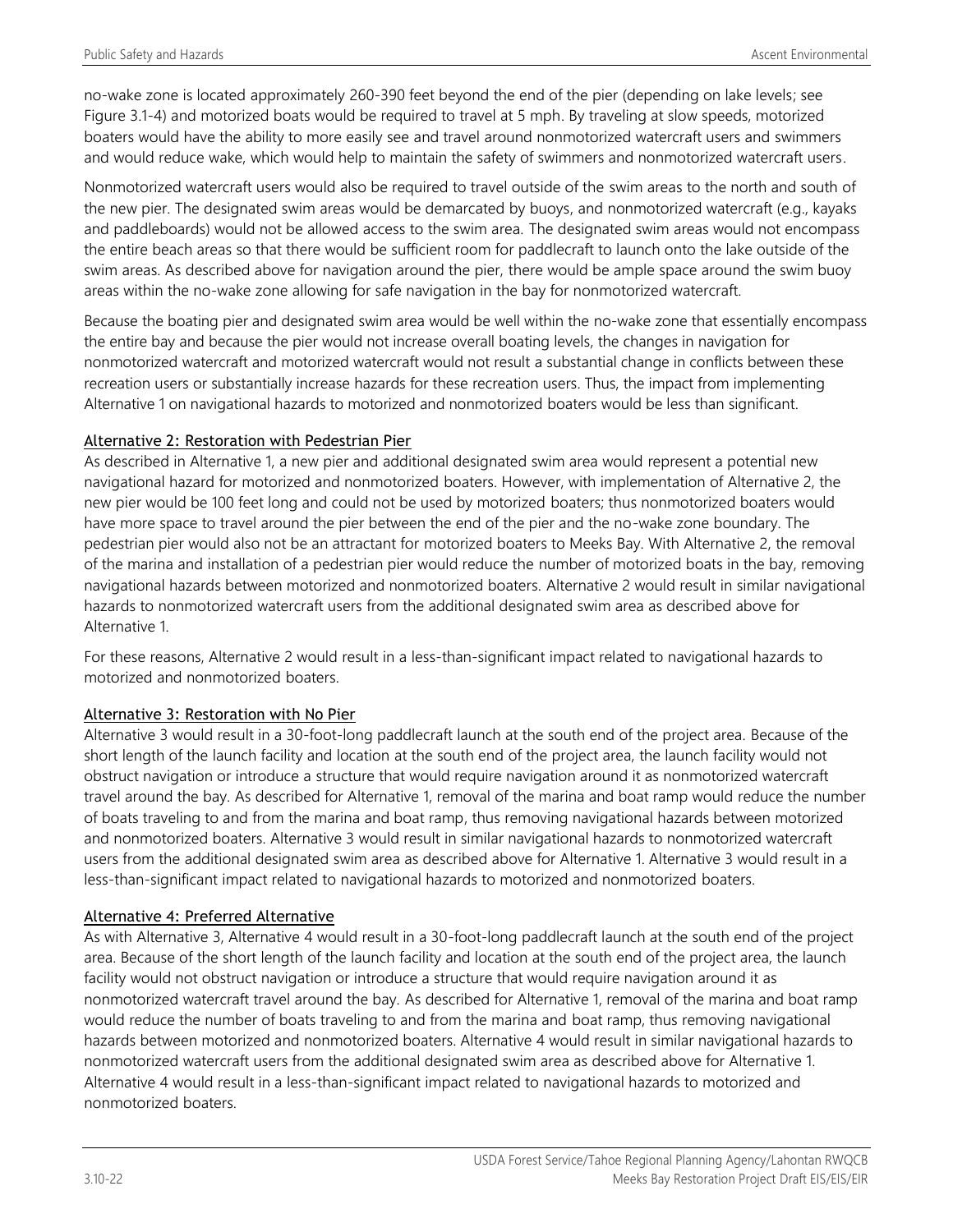no-wake zone is located approximately 260-390 feet beyond the end of the pier (depending on lake levels; see Figure 3.1-4) and motorized boats would be required to travel at 5 mph. By traveling at slow speeds, motorized boaters would have the ability to more easily see and travel around nonmotorized watercraft users and swimmers and would reduce wake, which would help to maintain the safety of swimmers and nonmotorized watercraft users.

Nonmotorized watercraft users would also be required to travel outside of the swim areas to the north and south of the new pier. The designated swim areas would be demarcated by buoys, and nonmotorized watercraft (e.g., kayaks and paddleboards) would not be allowed access to the swim area. The designated swim areas would not encompass the entire beach areas so that there would be sufficient room for paddlecraft to launch onto the lake outside of the swim areas. As described above for navigation around the pier, there would be ample space around the swim buoy areas within the no-wake zone allowing for safe navigation in the bay for nonmotorized watercraft.

Because the boating pier and designated swim area would be well within the no-wake zone that essentially encompass the entire bay and because the pier would not increase overall boating levels, the changes in navigation for nonmotorized watercraft and motorized watercraft would not result a substantial change in conflicts between these recreation users or substantially increase hazards for these recreation users. Thus, the impact from implementing Alternative 1 on navigational hazards to motorized and nonmotorized boaters would be less than significant.

#### Alternative 2: Restoration with Pedestrian Pier

As described in Alternative 1, a new pier and additional designated swim area would represent a potential new navigational hazard for motorized and nonmotorized boaters. However, with implementation of Alternative 2, the new pier would be 100 feet long and could not be used by motorized boaters; thus nonmotorized boaters would have more space to travel around the pier between the end of the pier and the no-wake zone boundary. The pedestrian pier would also not be an attractant for motorized boaters to Meeks Bay. With Alternative 2, the removal of the marina and installation of a pedestrian pier would reduce the number of motorized boats in the bay, removing navigational hazards between motorized and nonmotorized boaters. Alternative 2 would result in similar navigational hazards to nonmotorized watercraft users from the additional designated swim area as described above for Alternative 1.

For these reasons, Alternative 2 would result in a less-than-significant impact related to navigational hazards to motorized and nonmotorized boaters.

#### Alternative 3: Restoration with No Pier

Alternative 3 would result in a 30-foot-long paddlecraft launch at the south end of the project area. Because of the short length of the launch facility and location at the south end of the project area, the launch facility would not obstruct navigation or introduce a structure that would require navigation around it as nonmotorized watercraft travel around the bay. As described for Alternative 1, removal of the marina and boat ramp would reduce the number of boats traveling to and from the marina and boat ramp, thus removing navigational hazards between motorized and nonmotorized boaters. Alternative 3 would result in similar navigational hazards to nonmotorized watercraft users from the additional designated swim area as described above for Alternative 1. Alternative 3 would result in a less-than-significant impact related to navigational hazards to motorized and nonmotorized boaters.

#### Alternative 4: Preferred Alternative

As with Alternative 3, Alternative 4 would result in a 30-foot-long paddlecraft launch at the south end of the project area. Because of the short length of the launch facility and location at the south end of the project area, the launch facility would not obstruct navigation or introduce a structure that would require navigation around it as nonmotorized watercraft travel around the bay. As described for Alternative 1, removal of the marina and boat ramp would reduce the number of boats traveling to and from the marina and boat ramp, thus removing navigational hazards between motorized and nonmotorized boaters. Alternative 4 would result in similar navigational hazards to nonmotorized watercraft users from the additional designated swim area as described above for Alternative 1. Alternative 4 would result in a less-than-significant impact related to navigational hazards to motorized and nonmotorized boaters.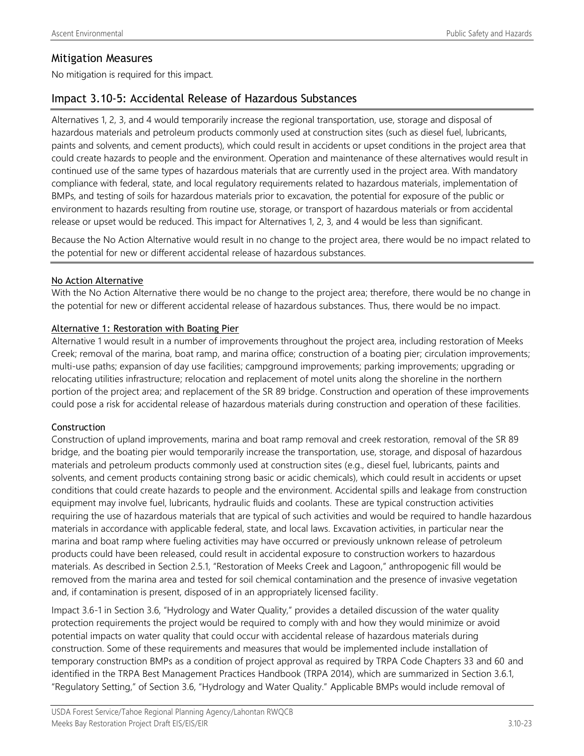## Mitigation Measures

No mitigation is required for this impact.

## Impact 3.10-5: Accidental Release of Hazardous Substances

Alternatives 1, 2, 3, and 4 would temporarily increase the regional transportation, use, storage and disposal of hazardous materials and petroleum products commonly used at construction sites (such as diesel fuel, lubricants, paints and solvents, and cement products), which could result in accidents or upset conditions in the project area that could create hazards to people and the environment. Operation and maintenance of these alternatives would result in continued use of the same types of hazardous materials that are currently used in the project area. With mandatory compliance with federal, state, and local regulatory requirements related to hazardous materials, implementation of BMPs, and testing of soils for hazardous materials prior to excavation, the potential for exposure of the public or environment to hazards resulting from routine use, storage, or transport of hazardous materials or from accidental release or upset would be reduced. This impact for Alternatives 1, 2, 3, and 4 would be less than significant.

Because the No Action Alternative would result in no change to the project area, there would be no impact related to the potential for new or different accidental release of hazardous substances.

### No Action Alternative

With the No Action Alternative there would be no change to the project area; therefore, there would be no change in the potential for new or different accidental release of hazardous substances. Thus, there would be no impact.

### Alternative 1: Restoration with Boating Pier

Alternative 1 would result in a number of improvements throughout the project area, including restoration of Meeks Creek; removal of the marina, boat ramp, and marina office; construction of a boating pier; circulation improvements; multi-use paths; expansion of day use facilities; campground improvements; parking improvements; upgrading or relocating utilities infrastructure; relocation and replacement of motel units along the shoreline in the northern portion of the project area; and replacement of the SR 89 bridge. Construction and operation of these improvements could pose a risk for accidental release of hazardous materials during construction and operation of these facilities.

#### Construction

Construction of upland improvements, marina and boat ramp removal and creek restoration, removal of the SR 89 bridge, and the boating pier would temporarily increase the transportation, use, storage, and disposal of hazardous materials and petroleum products commonly used at construction sites (e.g., diesel fuel, lubricants, paints and solvents, and cement products containing strong basic or acidic chemicals), which could result in accidents or upset conditions that could create hazards to people and the environment. Accidental spills and leakage from construction equipment may involve fuel, lubricants, hydraulic fluids and coolants. These are typical construction activities requiring the use of hazardous materials that are typical of such activities and would be required to handle hazardous materials in accordance with applicable federal, state, and local laws. Excavation activities, in particular near the marina and boat ramp where fueling activities may have occurred or previously unknown release of petroleum products could have been released, could result in accidental exposure to construction workers to hazardous materials. As described in Section 2.5.1, "Restoration of Meeks Creek and Lagoon," anthropogenic fill would be removed from the marina area and tested for soil chemical contamination and the presence of invasive vegetation and, if contamination is present, disposed of in an appropriately licensed facility.

Impact 3.6-1 in Section 3.6, "Hydrology and Water Quality," provides a detailed discussion of the water quality protection requirements the project would be required to comply with and how they would minimize or avoid potential impacts on water quality that could occur with accidental release of hazardous materials during construction. Some of these requirements and measures that would be implemented include installation of temporary construction BMPs as a condition of project approval as required by TRPA Code Chapters 33 and 60 and identified in the TRPA Best Management Practices Handbook (TRPA 2014), which are summarized in Section 3.6.1, "Regulatory Setting," of Section 3.6, "Hydrology and Water Quality." Applicable BMPs would include removal of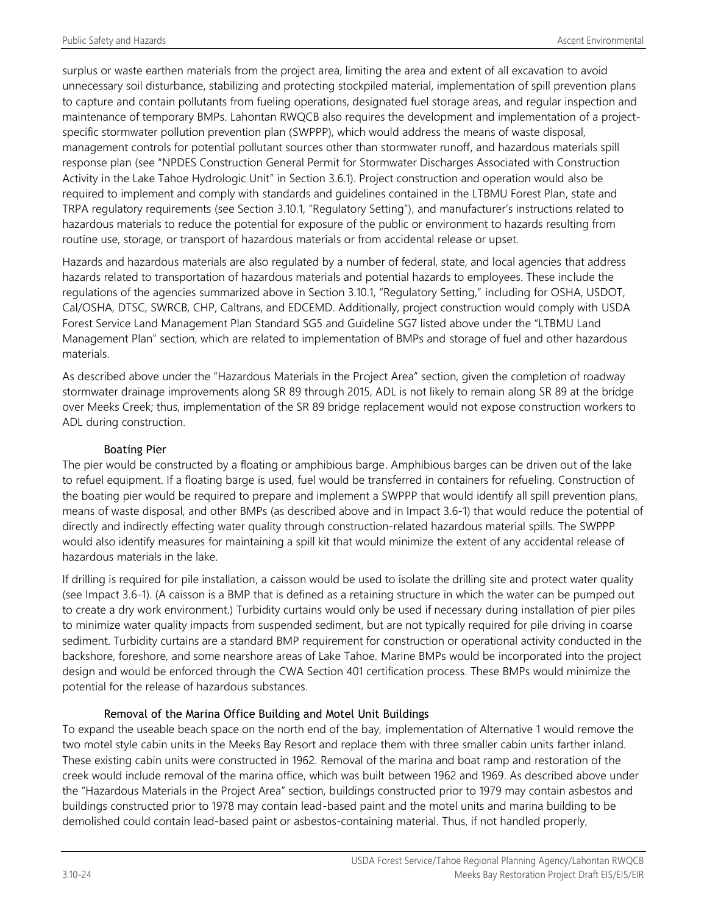surplus or waste earthen materials from the project area, limiting the area and extent of all excavation to avoid unnecessary soil disturbance, stabilizing and protecting stockpiled material, implementation of spill prevention plans to capture and contain pollutants from fueling operations, designated fuel storage areas, and regular inspection and maintenance of temporary BMPs. Lahontan RWQCB also requires the development and implementation of a project-specific stormwater pollution prevention plan (SWPPP), which would address the means of waste disposal, management controls for potential pollutant sources other than stormwater runoff, and hazardous materials spill response plan (see "NPDES Construction General Permit for Stormwater Discharges Associated with Construction Activity in the Lake Tahoe Hydrologic Unit" in Section 3.6.1). Project construction and operation would also be required to implement and comply with standards and guidelines contained in the LTBMU Forest Plan, state and TRPA regulatory requirements (see Section 3.10.1, "Regulatory Setting"), and manufacturer's instructions related to hazardous materials to reduce the potential for exposure of the public or environment to hazards resulting from routine use, storage, or transport of hazardous materials or from accidental release or upset.

Hazards and hazardous materials are also regulated by a number of federal, state, and local agencies that address hazards related to transportation of hazardous materials and potential hazards to employees. These include the regulations of the agencies summarized above in Section 3.10.1, "Regulatory Setting," including for OSHA, USDOT, Cal/OSHA, DTSC, SWRCB, CHP, Caltrans, and EDCEMD. Additionally, project construction would comply with USDA Forest Service Land Management Plan Standard SG5 and Guideline SG7 listed above under the "LTBMU Land Management Plan" section, which are related to implementation of BMPs and storage of fuel and other hazardous materials.

As described above under the "Hazardous Materials in the Project Area" section, given the completion of roadway stormwater drainage improvements along SR 89 through 2015, ADL is not likely to remain along SR 89 at the bridge over Meeks Creek; thus, implementation of the SR 89 bridge replacement would not expose construction workers to ADL during construction.

#### Boating Pier

The pier would be constructed by a floating or amphibious barge. Amphibious barges can be driven out of the lake to refuel equipment. If a floating barge is used, fuel would be transferred in containers for refueling. Construction of the boating pier would be required to prepare and implement a SWPPP that would identify all spill prevention plans, means of waste disposal, and other BMPs (as described above and in Impact 3.6-1) that would reduce the potential of directly and indirectly effecting water quality through construction-related hazardous material spills. The SWPPP would also identify measures for maintaining a spill kit that would minimize the extent of any accidental release of hazardous materials in the lake.

If drilling is required for pile installation, a caisson would be used to isolate the drilling site and protect water quality (see Impact 3.6-1). (A caisson is a BMP that is defined as a retaining structure in which the water can be pumped out to create a dry work environment.) Turbidity curtains would only be used if necessary during installation of pier piles to minimize water quality impacts from suspended sediment, but are not typically required for pile driving in coarse sediment. Turbidity curtains are a standard BMP requirement for construction or operational activity conducted in the backshore, foreshore, and some nearshore areas of Lake Tahoe. Marine BMPs would be incorporated into the project design and would be enforced through the CWA Section 401 certification process. These BMPs would minimize the potential for the release of hazardous substances.

#### Removal of the Marina Office Building and Motel Unit Buildings

To expand the useable beach space on the north end of the bay, implementation of Alternative 1 would remove the two motel style cabin units in the Meeks Bay Resort and replace them with three smaller cabin units farther inland. These existing cabin units were constructed in 1962. Removal of the marina and boat ramp and restoration of the creek would include removal of the marina office, which was built between 1962 and 1969. As described above under the "Hazardous Materials in the Project Area" section, buildings constructed prior to 1979 may contain asbestos and buildings constructed prior to 1978 may contain lead-based paint and the motel units and marina building to be demolished could contain lead-based paint or asbestos-containing material. Thus, if not handled properly,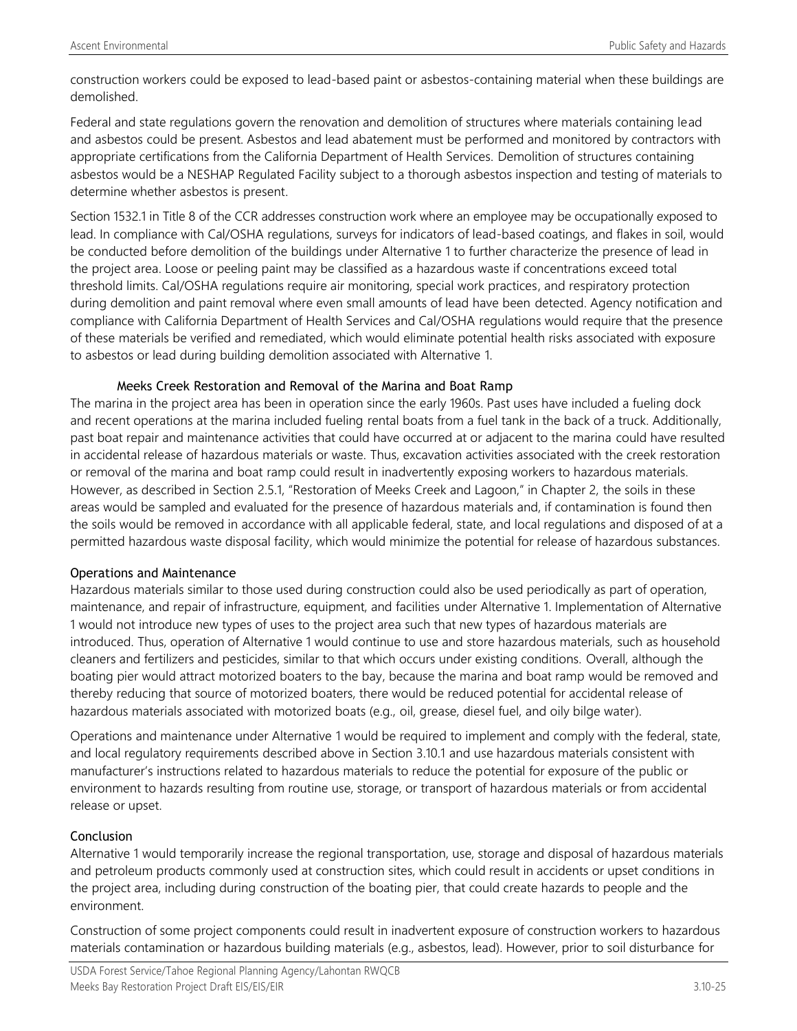construction workers could be exposed to lead-based paint or asbestos-containing material when these buildings are demolished.

Federal and state regulations govern the renovation and demolition of structures where materials containing lead and asbestos could be present. Asbestos and lead abatement must be performed and monitored by contractors with appropriate certifications from the California Department of Health Services. Demolition of structures containing asbestos would be a NESHAP Regulated Facility subject to a thorough asbestos inspection and testing of materials to determine whether asbestos is present.

Section 1532.1 in Title 8 of the CCR addresses construction work where an employee may be occupationally exposed to lead. In compliance with Cal/OSHA regulations, surveys for indicators of lead-based coatings, and flakes in soil, would be conducted before demolition of the buildings under Alternative 1 to further characterize the presence of lead in the project area. Loose or peeling paint may be classified as a hazardous waste if concentrations exceed total threshold limits. Cal/OSHA regulations require air monitoring, special work practices, and respiratory protection during demolition and paint removal where even small amounts of lead have been detected. Agency notification and compliance with California Department of Health Services and Cal/OSHA regulations would require that the presence of these materials be verified and remediated, which would eliminate potential health risks associated with exposure to asbestos or lead during building demolition associated with Alternative 1.

#### Meeks Creek Restoration and Removal of the Marina and Boat Ramp

The marina in the project area has been in operation since the early 1960s. Past uses have included a fueling dock and recent operations at the marina included fueling rental boats from a fuel tank in the back of a truck. Additionally, past boat repair and maintenance activities that could have occurred at or adjacent to the marina could have resulted in accidental release of hazardous materials or waste. Thus, excavation activities associated with the creek restoration or removal of the marina and boat ramp could result in inadvertently exposing workers to hazardous materials. However, as described in Section 2.5.1, "Restoration of Meeks Creek and Lagoon," in Chapter 2, the soils in these areas would be sampled and evaluated for the presence of hazardous materials and, if contamination is found then the soils would be removed in accordance with all applicable federal, state, and local regulations and disposed of at a permitted hazardous waste disposal facility, which would minimize the potential for release of hazardous substances.

### Operations and Maintenance

Hazardous materials similar to those used during construction could also be used periodically as part of operation, maintenance, and repair of infrastructure, equipment, and facilities under Alternative 1. Implementation of Alternative 1 would not introduce new types of uses to the project area such that new types of hazardous materials are introduced. Thus, operation of Alternative 1 would continue to use and store hazardous materials, such as household cleaners and fertilizers and pesticides, similar to that which occurs under existing conditions. Overall, although the boating pier would attract motorized boaters to the bay, because the marina and boat ramp would be removed and thereby reducing that source of motorized boaters, there would be reduced potential for accidental release of hazardous materials associated with motorized boats (e.g., oil, grease, diesel fuel, and oily bilge water).

Operations and maintenance under Alternative 1 would be required to implement and comply with the federal, state, and local regulatory requirements described above in Section 3.10.1 and use hazardous materials consistent with manufacturer's instructions related to hazardous materials to reduce the potential for exposure of the public or environment to hazards resulting from routine use, storage, or transport of hazardous materials or from accidental release or upset.

### Conclusion

Alternative 1 would temporarily increase the regional transportation, use, storage and disposal of hazardous materials and petroleum products commonly used at construction sites, which could result in accidents or upset conditions in the project area, including during construction of the boating pier, that could create hazards to people and the environment.

Construction of some project components could result in inadvertent exposure of construction workers to hazardous materials contamination or hazardous building materials (e.g., asbestos, lead). However, prior to soil disturbance for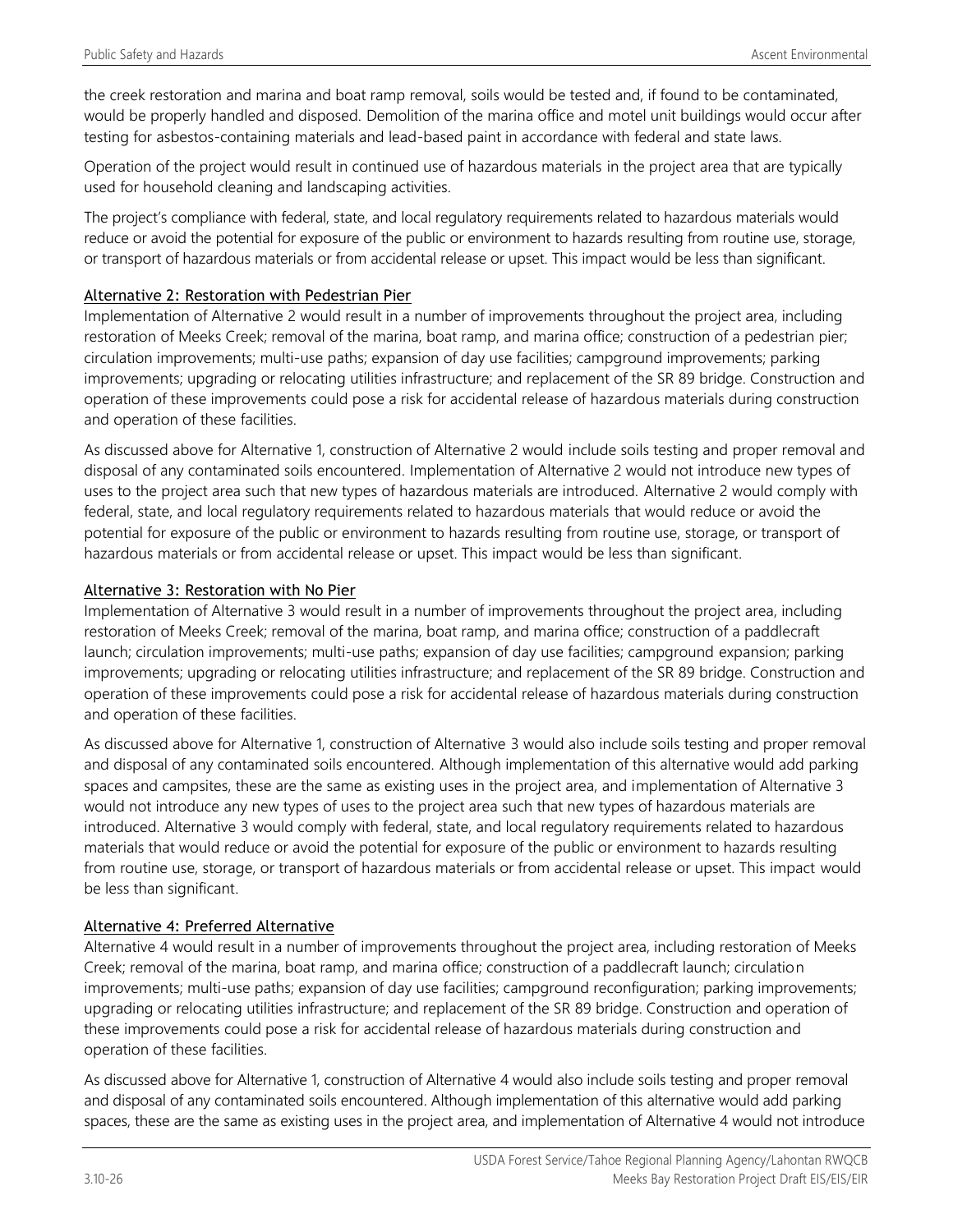the creek restoration and marina and boat ramp removal, soils would be tested and, if found to be contaminated, would be properly handled and disposed. Demolition of the marina office and motel unit buildings would occur after testing for asbestos-containing materials and lead-based paint in accordance with federal and state laws.

Operation of the project would result in continued use of hazardous materials in the project area that are typically used for household cleaning and landscaping activities.

The project's compliance with federal, state, and local regulatory requirements related to hazardous materials would reduce or avoid the potential for exposure of the public or environment to hazards resulting from routine use, storage, or transport of hazardous materials or from accidental release or upset. This impact would be less than significant.

Alternative 2: Restoration with Pedestrian Pier

Implementation of Alternative 2 would result in a number of improvements throughout the project area, including restoration of Meeks Creek; removal of the marina, boat ramp, and marina office; construction of a pedestrian pier; circulation improvements; multi-use paths; expansion of day use facilities; campground improvements; parking improvements; upgrading or relocating utilities infrastructure; and replacement of the SR 89 bridge. Construction and operation of these improvements could pose a risk for accidental release of hazardous materials during construction and operation of these facilities.

As discussed above for Alternative 1, construction of Alternative 2 would include soils testing and proper removal and disposal of any contaminated soils encountered. Implementation of Alternative 2 would not introduce new types of uses to the project area such that new types of hazardous materials are introduced. Alternative 2 would comply with federal, state, and local regulatory requirements related to hazardous materials that would reduce or avoid the potential for exposure of the public or environment to hazards resulting from routine use, storage, or transport of hazardous materials or from accidental release or upset. This impact would be less than significant.

Alternative 3: Restoration with No Pier

Implementation of Alternative 3 would result in a number of improvements throughout the project area, including restoration of Meeks Creek; removal of the marina, boat ramp, and marina office; construction of a paddlecraft launch; circulation improvements; multi-use paths; expansion of day use facilities; campground expansion; parking improvements; upgrading or relocating utilities infrastructure; and replacement of the SR 89 bridge. Construction and operation of these improvements could pose a risk for accidental release of hazardous materials during construction and operation of these facilities.

As discussed above for Alternative 1, construction of Alternative 3 would also include soils testing and proper removal and disposal of any contaminated soils encountered. Although implementation of this alternative would add parking spaces and campsites, these are the same as existing uses in the project area, and implementation of Alternative 3 would not introduce any new types of uses to the project area such that new types of hazardous materials are introduced. Alternative 3 would comply with federal, state, and local regulatory requirements related to hazardous materials that would reduce or avoid the potential for exposure of the public or environment to hazards resulting from routine use, storage, or transport of hazardous materials or from accidental release or upset. This impact would be less than significant.

Alternative 4: Preferred Alternative

Alternative 4 would result in a number of improvements throughout the project area, including restoration of Meeks Creek; removal of the marina, boat ramp, and marina office; construction of a paddlecraft launch; circulation improvements; multi-use paths; expansion of day use facilities; campground reconfiguration; parking improvements; upgrading or relocating utilities infrastructure; and replacement of the SR 89 bridge. Construction and operation of these improvements could pose a risk for accidental release of hazardous materials during construction and operation of these facilities.

As discussed above for Alternative 1, construction of Alternative 4 would also include soils testing and proper removal and disposal of any contaminated soils encountered. Although implementation of this alternative would add parking spaces, these are the same as existing uses in the project area, and implementation of Alternative 4 would not introduce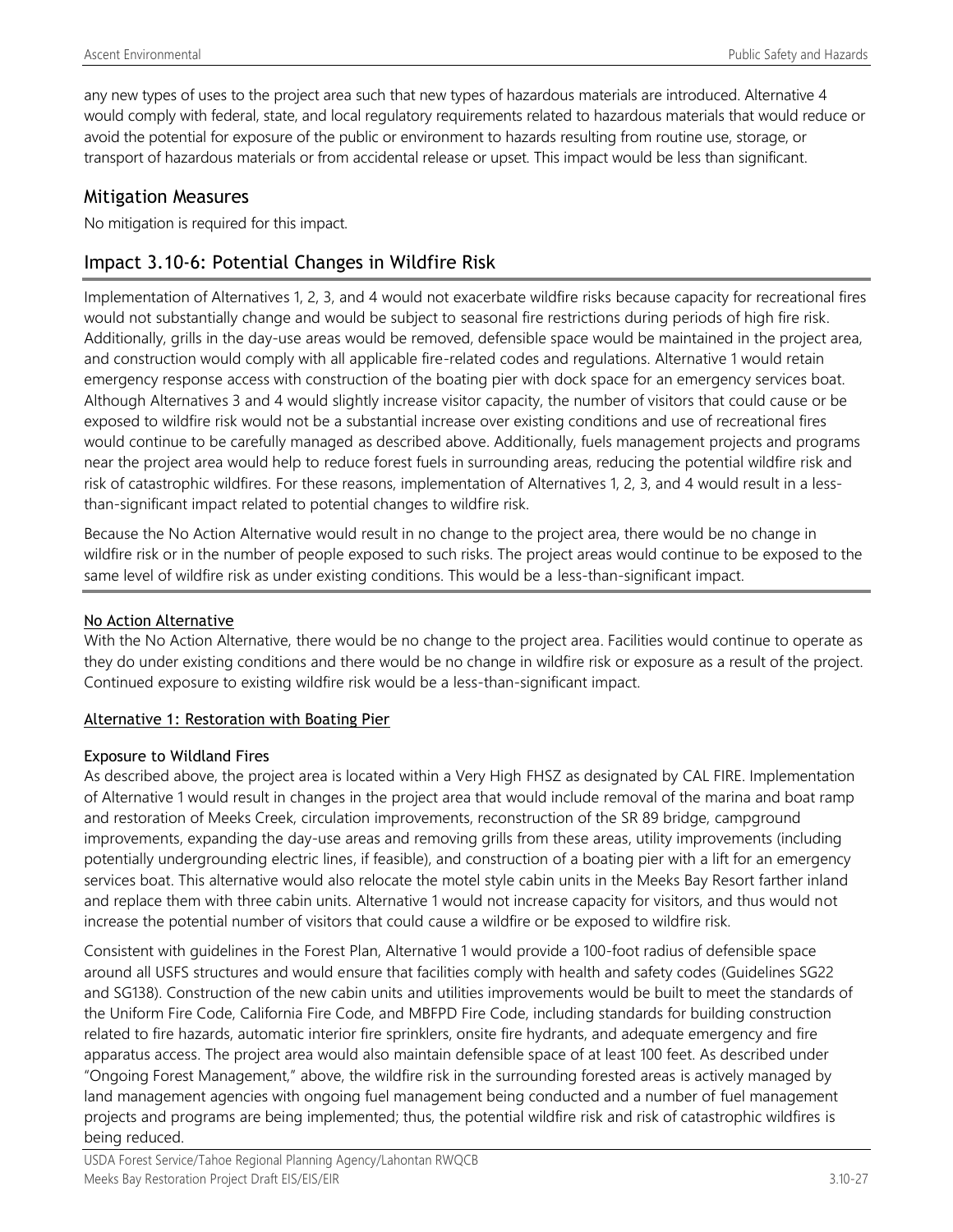any new types of uses to the project area such that new types of hazardous materials are introduced. Alternative 4 would comply with federal, state, and local regulatory requirements related to hazardous materials that would reduce or avoid the potential for exposure of the public or environment to hazards resulting from routine use, storage, or transport of hazardous materials or from accidental release or upset. This impact would be less than significant.

## Mitigation Measures

No mitigation is required for this impact.

## Impact 3.10-6: Potential Changes in Wildfire Risk

Implementation of Alternatives 1, 2, 3, and 4 would not exacerbate wildfire risks because capacity for recreational fires would not substantially change and would be subject to seasonal fire restrictions during periods of high fire risk. Additionally, grills in the day-use areas would be removed, defensible space would be maintained in the project area, and construction would comply with all applicable fire-related codes and regulations. Alternative 1 would retain emergency response access with construction of the boating pier with dock space for an emergency services boat. Although Alternatives 3 and 4 would slightly increase visitor capacity, the number of visitors that could cause or be exposed to wildfire risk would not be a substantial increase over existing conditions and use of recreational fires would continue to be carefully managed as described above. Additionally, fuels management projects and programs near the project area would help to reduce forest fuels in surrounding areas, reducing the potential wildfire risk and risk of catastrophic wildfires. For these reasons, implementation of Alternatives 1, 2, 3, and 4 would result in a less-than-significant impact related to potential changes to wildfire risk.

Because the No Action Alternative would result in no change to the project area, there would be no change in wildfire risk or in the number of people exposed to such risks. The project areas would continue to be exposed to the same level of wildfire risk as under existing conditions. This would be a less-than-significant impact.

<u>No Action Alternative</u>

With the No Action Alternative, there would be no change to the project area. Facilities would continue to operate as they do under existing conditions and there would be no change in wildfire risk or exposure as a result of the project. Continued exposure to existing wildfire risk would be a less-than-significant impact.

<u>**Alternative 1: Restoration with Boating Pier**</u>

**Exposure to Wildland Fires**

As described above, the project area is located within a Very High FHSZ as designated by CAL FIRE. Implementation of Alternative 1 would result in changes in the project area that would include removal of the marina and boat ramp and restoration of Meeks Creek, circulation improvements, reconstruction of the SR 89 bridge, campground improvements, expanding the day-use areas and removing grills from these areas, utility improvements (including potentially undergrounding electric lines, if feasible), and construction of a boating pier with a lift for an emergency services boat. This alternative would also relocate the motel style cabin units in the Meeks Bay Resort farther inland and replace them with three cabin units. Alternative 1 would not increase capacity for visitors, and thus would not increase the potential number of visitors that could cause a wildfire or be exposed to wildfire risk.

Consistent with guidelines in the Forest Plan, Alternative 1 would provide a 100-foot radius of defensible space around all USFS structures and would ensure that facilities comply with health and safety codes (Guidelines SG22 and SG138). Construction of the new cabin units and utilities improvements would be built to meet the standards of the Uniform Fire Code, California Fire Code, and MBFPD Fire Code, including standards for building construction related to fire hazards, automatic interior fire sprinklers, onsite fire hydrants, and adequate emergency and fire apparatus access. The project area would also maintain defensible space of at least 100 feet. As described under "Ongoing Forest Management," above, the wildfire risk in the surrounding forested areas is actively managed by land management agencies with ongoing fuel management being conducted and a number of fuel management projects and programs are being implemented; thus, the potential wildfire risk and risk of catastrophic wildfires is being reduced.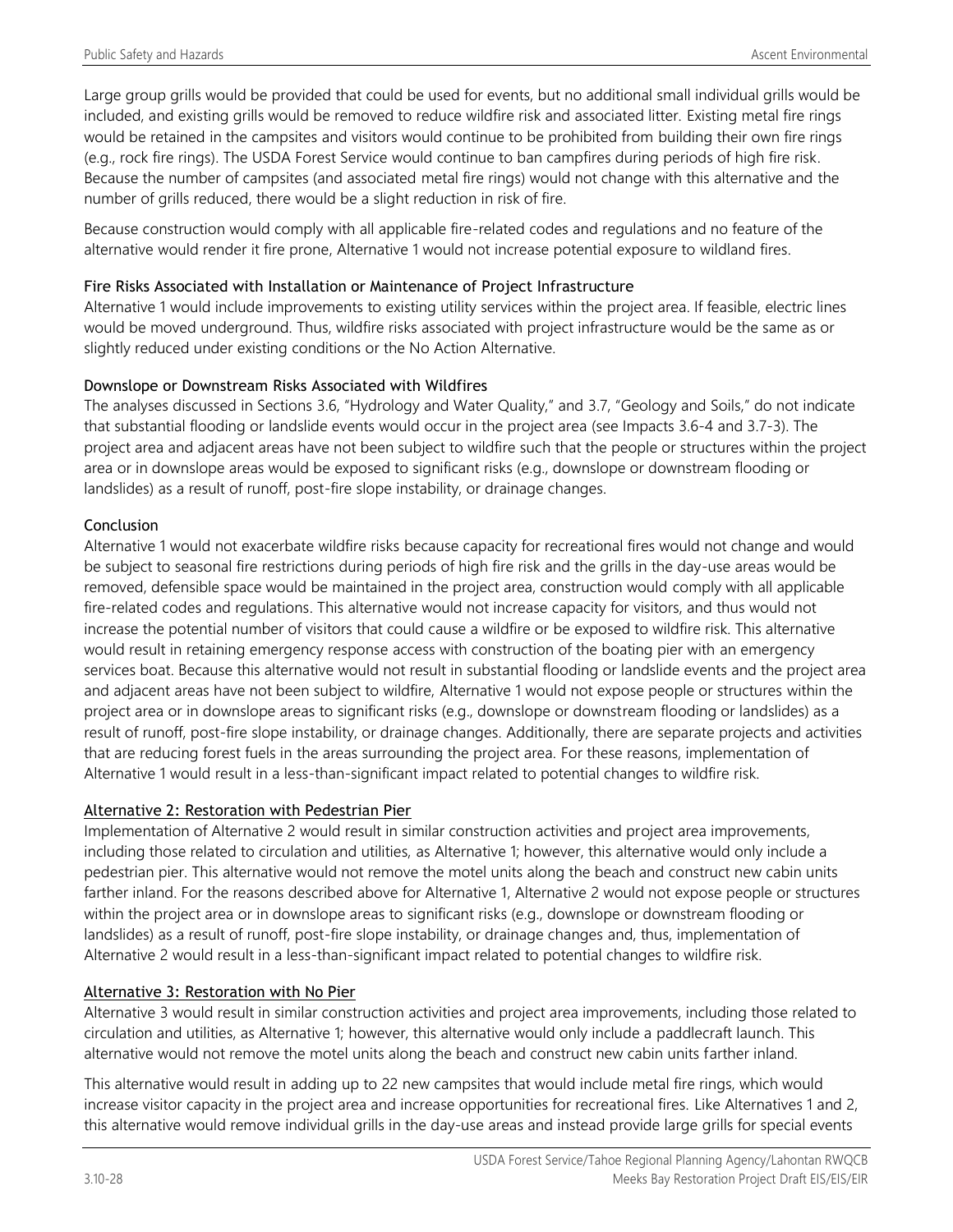Large group grills would be provided that could be used for events, but no additional small individual grills would be included, and existing grills would be removed to reduce wildfire risk and associated litter. Existing metal fire rings would be retained in the campsites and visitors would continue to be prohibited from building their own fire rings (e.g., rock fire rings). The USDA Forest Service would continue to ban campfires during periods of high fire risk. Because the number of campsites (and associated metal fire rings) would not change with this alternative and the number of grills reduced, there would be a slight reduction in risk of fire.

Because construction would comply with all applicable fire-related codes and regulations and no feature of the alternative would render it fire prone, Alternative 1 would not increase potential exposure to wildland fires.

#### Fire Risks Associated with Installation or Maintenance of Project Infrastructure

Alternative 1 would include improvements to existing utility services within the project area. If feasible, electric lines would be moved underground. Thus, wildfire risks associated with project infrastructure would be the same as or slightly reduced under existing conditions or the No Action Alternative.

#### Downslope or Downstream Risks Associated with Wildfires

The analyses discussed in Sections 3.6, "Hydrology and Water Quality," and 3.7, "Geology and Soils," do not indicate that substantial flooding or landslide events would occur in the project area (see Impacts 3.6-4 and 3.7-3). The project area and adjacent areas have not been subject to wildfire such that the people or structures within the project area or in downslope areas would be exposed to significant risks (e.g., downslope or downstream flooding or landslides) as a result of runoff, post-fire slope instability, or drainage changes.

#### Conclusion

Alternative 1 would not exacerbate wildfire risks because capacity for recreational fires would not change and would be subject to seasonal fire restrictions during periods of high fire risk and the grills in the day-use areas would be removed, defensible space would be maintained in the project area, construction would comply with all applicable fire-related codes and regulations. This alternative would not increase capacity for visitors, and thus would not increase the potential number of visitors that could cause a wildfire or be exposed to wildfire risk. This alternative would result in retaining emergency response access with construction of the boating pier with an emergency services boat. Because this alternative would not result in substantial flooding or landslide events and the project area and adjacent areas have not been subject to wildfire, Alternative 1 would not expose people or structures within the project area or in downslope areas to significant risks (e.g., downslope or downstream flooding or landslides) as a result of runoff, post-fire slope instability, or drainage changes. Additionally, there are separate projects and activities that are reducing forest fuels in the areas surrounding the project area. For these reasons, implementation of Alternative 1 would result in a less-than-significant impact related to potential changes to wildfire risk.

#### Alternative 2: Restoration with Pedestrian Pier

Implementation of Alternative 2 would result in similar construction activities and project area improvements, including those related to circulation and utilities, as Alternative 1; however, this alternative would only include a pedestrian pier. This alternative would not remove the motel units along the beach and construct new cabin units farther inland. For the reasons described above for Alternative 1, Alternative 2 would not expose people or structures within the project area or in downslope areas to significant risks (e.g., downslope or downstream flooding or landslides) as a result of runoff, post-fire slope instability, or drainage changes and, thus, implementation of Alternative 2 would result in a less-than-significant impact related to potential changes to wildfire risk.

#### Alternative 3: Restoration with No Pier

Alternative 3 would result in similar construction activities and project area improvements, including those related to circulation and utilities, as Alternative 1; however, this alternative would only include a paddlecraft launch. This alternative would not remove the motel units along the beach and construct new cabin units farther inland.

This alternative would result in adding up to 22 new campsites that would include metal fire rings, which would increase visitor capacity in the project area and increase opportunities for recreational fires. Like Alternatives 1 and 2, this alternative would remove individual grills in the day-use areas and instead provide large grills for special events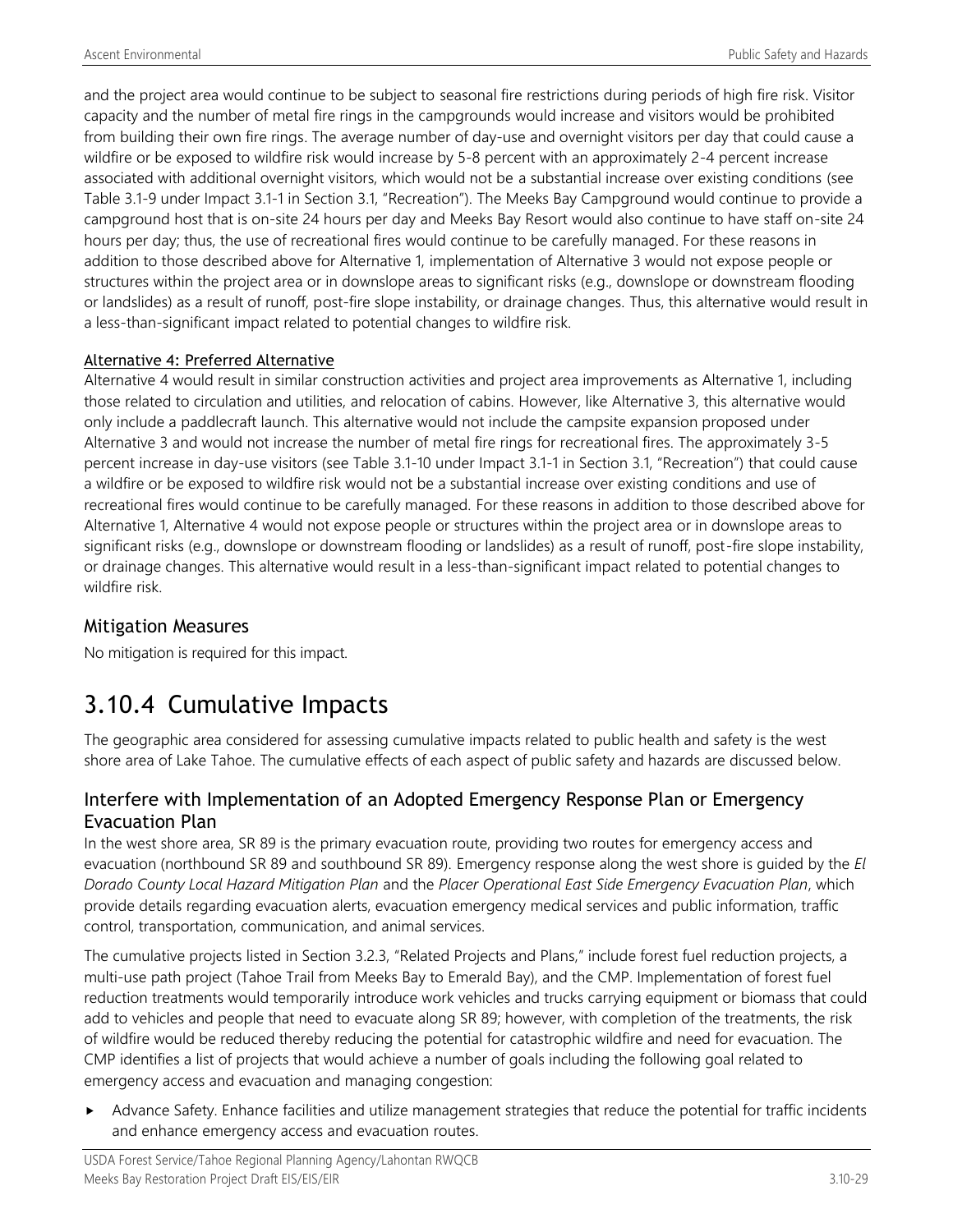and the project area would continue to be subject to seasonal fire restrictions during periods of high fire risk. Visitor capacity and the number of metal fire rings in the campgrounds would increase and visitors would be prohibited from building their own fire rings. The average number of day-use and overnight visitors per day that could cause a wildfire or be exposed to wildfire risk would increase by 5-8 percent with an approximately 2-4 percent increase associated with additional overnight visitors, which would not be a substantial increase over existing conditions (see Table 3.1-9 under Impact 3.1-1 in Section 3.1, "Recreation"). The Meeks Bay Campground would continue to provide a campground host that is on-site 24 hours per day and Meeks Bay Resort would also continue to have staff on-site 24 hours per day; thus, the use of recreational fires would continue to be carefully managed. For these reasons in addition to those described above for Alternative 1, implementation of Alternative 3 would not expose people or structures within the project area or in downslope areas to significant risks (e.g., downslope or downstream flooding or landslides) as a result of runoff, post-fire slope instability, or drainage changes. Thus, this alternative would result in a less-than-significant impact related to potential changes to wildfire risk.

Alternative 4: Preferred Alternative

Alternative 4 would result in similar construction activities and project area improvements as Alternative 1, including those related to circulation and utilities, and relocation of cabins. However, like Alternative 3, this alternative would only include a paddlecraft launch. This alternative would not include the campsite expansion proposed under Alternative 3 and would not increase the number of metal fire rings for recreational fires. The approximately 3-5 percent increase in day-use visitors (see Table 3.1-10 under Impact 3.1-1 in Section 3.1, "Recreation") that could cause a wildfire or be exposed to wildfire risk would not be a substantial increase over existing conditions and use of recreational fires would continue to be carefully managed. For these reasons in addition to those described above for Alternative 1, Alternative 4 would not expose people or structures within the project area or in downslope areas to significant risks (e.g., downslope or downstream flooding or landslides) as a result of runoff, post-fire slope instability, or drainage changes. This alternative would result in a less-than-significant impact related to potential changes to wildfire risk.

### Mitigation Measures

No mitigation is required for this impact.

## 3.10.4 Cumulative Impacts

The geographic area considered for assessing cumulative impacts related to public health and safety is the west shore area of Lake Tahoe. The cumulative effects of each aspect of public safety and hazards are discussed below.

### Interfere with Implementation of an Adopted Emergency Response Plan or Emergency Evacuation Plan

In the west shore area, SR 89 is the primary evacuation route, providing two routes for emergency access and evacuation (northbound SR 89 and southbound SR 89). Emergency response along the west shore is guided by the *El Dorado County Local Hazard Mitigation Plan* and the *Placer Operational East Side Emergency Evacuation Plan*, which provide details regarding evacuation alerts, evacuation emergency medical services and public information, traffic control, transportation, communication, and animal services.

The cumulative projects listed in Section 3.2.3, "Related Projects and Plans," include forest fuel reduction projects, a multi-use path project (Tahoe Trail from Meeks Bay to Emerald Bay), and the CMP. Implementation of forest fuel reduction treatments would temporarily introduce work vehicles and trucks carrying equipment or biomass that could add to vehicles and people that need to evacuate along SR 89; however, with completion of the treatments, the risk of wildfire would be reduced thereby reducing the potential for catastrophic wildfire and need for evacuation. The CMP identifies a list of projects that would achieve a number of goals including the following goal related to emergency access and evacuation and managing congestion:

- Advance Safety. Enhance facilities and utilize management strategies that reduce the potential for traffic incidents and enhance emergency access and evacuation routes.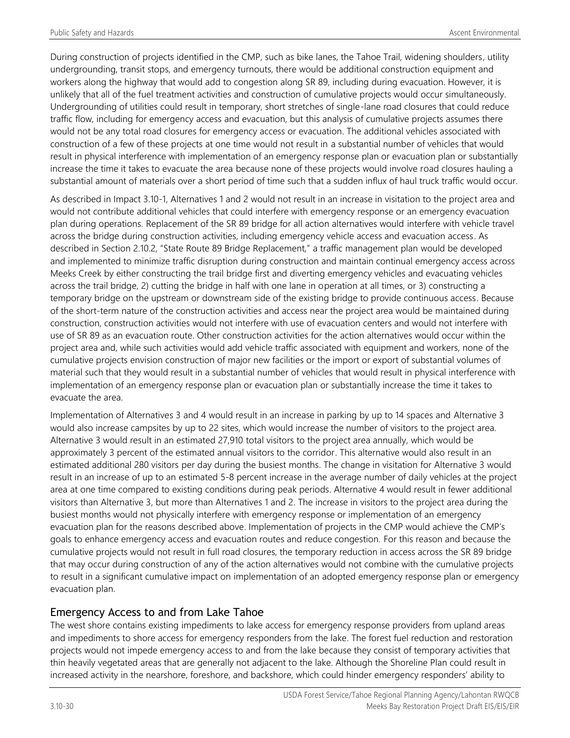During construction of projects identified in the CMP, such as bike lanes, the Tahoe Trail, widening shoulders, utility undergrounding, transit stops, and emergency turnouts, there would be additional construction equipment and workers along the highway that would add to congestion along SR 89, including during evacuation. However, it is unlikely that all of the fuel treatment activities and construction of cumulative projects would occur simultaneously. Undergrounding of utilities could result in temporary, short stretches of single-lane road closures that could reduce traffic flow, including for emergency access and evacuation, but this analysis of cumulative projects assumes there would not be any total road closures for emergency access or evacuation. The additional vehicles associated with construction of a few of these projects at one time would not result in a substantial number of vehicles that would result in physical interference with implementation of an emergency response plan or evacuation plan or substantially increase the time it takes to evacuate the area because none of these projects would involve road closures hauling a substantial amount of materials over a short period of time such that a sudden influx of haul truck traffic would occur.

As described in Impact 3.10-1, Alternatives 1 and 2 would not result in an increase in visitation to the project area and would not contribute additional vehicles that could interfere with emergency response or an emergency evacuation plan during operations. Replacement of the SR 89 bridge for all action alternatives would interfere with vehicle travel across the bridge during construction activities, including emergency vehicle access and evacuation access. As described in Section 2.10.2, "State Route 89 Bridge Replacement," a traffic management plan would be developed and implemented to minimize traffic disruption during construction and maintain continual emergency access across Meeks Creek by either constructing the trail bridge first and diverting emergency vehicles and evacuating vehicles across the trail bridge, 2) cutting the bridge in half with one lane in operation at all times, or 3) constructing a temporary bridge on the upstream or downstream side of the existing bridge to provide continuous access. Because of the short-term nature of the construction activities and access near the project area would be maintained during construction, construction activities would not interfere with use of evacuation centers and would not interfere with use of SR 89 as an evacuation route. Other construction activities for the action alternatives would occur within the project area and, while such activities would add vehicle traffic associated with equipment and workers, none of the cumulative projects envision construction of major new facilities or the import or export of substantial volumes of material such that they would result in a substantial number of vehicles that would result in physical interference with implementation of an emergency response plan or evacuation plan or substantially increase the time it takes to evacuate the area.

Implementation of Alternatives 3 and 4 would result in an increase in parking by up to 14 spaces and Alternative 3 would also increase campsites by up to 22 sites, which would increase the number of visitors to the project area. Alternative 3 would result in an estimated 27,910 total visitors to the project area annually, which would be approximately 3 percent of the estimated annual visitors to the corridor. This alternative would also result in an estimated additional 280 visitors per day during the busiest months. The change in visitation for Alternative 3 would result in an increase of up to an estimated 5-8 percent increase in the average number of daily vehicles at the project area at one time compared to existing conditions during peak periods. Alternative 4 would result in fewer additional visitors than Alternative 3, but more than Alternatives 1 and 2. The increase in visitors to the project area during the busiest months would not physically interfere with emergency response or implementation of an emergency evacuation plan for the reasons described above. Implementation of projects in the CMP would achieve the CMP's goals to enhance emergency access and evacuation routes and reduce congestion. For this reason and because the cumulative projects would not result in full road closures, the temporary reduction in access across the SR 89 bridge that may occur during construction of any of the action alternatives would not combine with the cumulative projects to result in a significant cumulative impact on implementation of an adopted emergency response plan or emergency evacuation plan.

## Emergency Access to and from Lake Tahoe

The west shore contains existing impediments to lake access for emergency response providers from upland areas and impediments to shore access for emergency responders from the lake. The forest fuel reduction and restoration projects would not impede emergency access to and from the lake because they consist of temporary activities that thin heavily vegetated areas that are generally not adjacent to the lake. Although the Shoreline Plan could result in increased activity in the nearshore, foreshore, and backshore, which could hinder emergency responders' ability to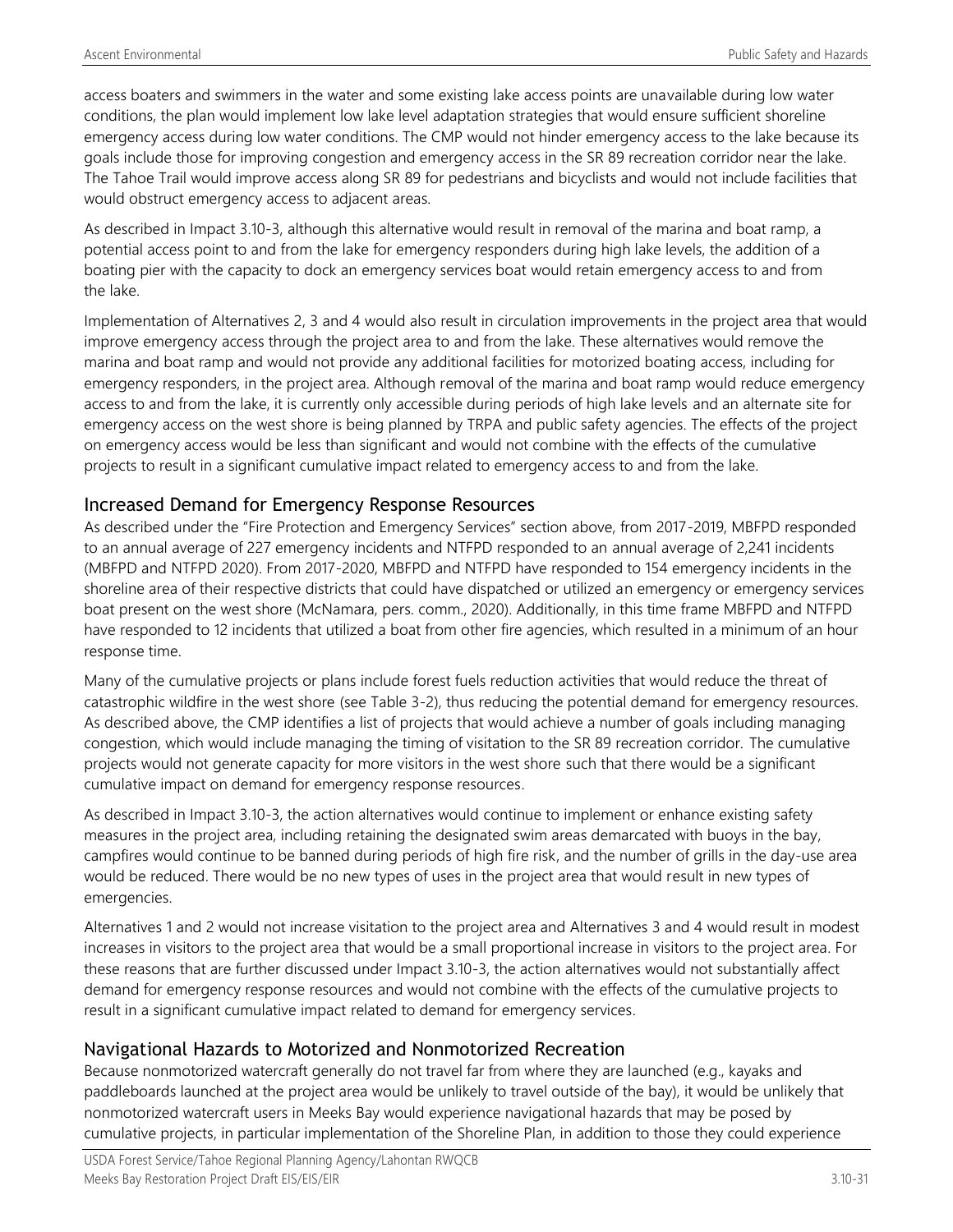access boaters and swimmers in the water and some existing lake access points are unavailable during low water conditions, the plan would implement low lake level adaptation strategies that would ensure sufficient shoreline emergency access during low water conditions. The CMP would not hinder emergency access to the lake because its goals include those for improving congestion and emergency access in the SR 89 recreation corridor near the lake. The Tahoe Trail would improve access along SR 89 for pedestrians and bicyclists and would not include facilities that would obstruct emergency access to adjacent areas.

As described in Impact 3.10-3, although this alternative would result in removal of the marina and boat ramp, a potential access point to and from the lake for emergency responders during high lake levels, the addition of a boating pier with the capacity to dock an emergency services boat would retain emergency access to and from the lake.

Implementation of Alternatives 2, 3 and 4 would also result in circulation improvements in the project area that would improve emergency access through the project area to and from the lake. These alternatives would remove the marina and boat ramp and would not provide any additional facilities for motorized boating access, including for emergency responders, in the project area. Although removal of the marina and boat ramp would reduce emergency access to and from the lake, it is currently only accessible during periods of high lake levels and an alternate site for emergency access on the west shore is being planned by TRPA and public safety agencies. The effects of the project on emergency access would be less than significant and would not combine with the effects of the cumulative projects to result in a significant cumulative impact related to emergency access to and from the lake.

## Increased Demand for Emergency Response Resources

As described under the "Fire Protection and Emergency Services" section above, from 2017-2019, MBFPD responded to an annual average of 227 emergency incidents and NTFPD responded to an annual average of 2,241 incidents (MBFPD and NTFPD 2020). From 2017-2020, MBFPD and NTFPD have responded to 154 emergency incidents in the shoreline area of their respective districts that could have dispatched or utilized an emergency or emergency services boat present on the west shore (McNamara, pers. comm., 2020). Additionally, in this time frame MBFPD and NTFPD have responded to 12 incidents that utilized a boat from other fire agencies, which resulted in a minimum of an hour response time.

Many of the cumulative projects or plans include forest fuels reduction activities that would reduce the threat of catastrophic wildfire in the west shore (see Table 3-2), thus reducing the potential demand for emergency resources. As described above, the CMP identifies a list of projects that would achieve a number of goals including managing congestion, which would include managing the timing of visitation to the SR 89 recreation corridor. The cumulative projects would not generate capacity for more visitors in the west shore such that there would be a significant cumulative impact on demand for emergency response resources.

As described in Impact 3.10-3, the action alternatives would continue to implement or enhance existing safety measures in the project area, including retaining the designated swim areas demarcated with buoys in the bay, campfires would continue to be banned during periods of high fire risk, and the number of grills in the day-use area would be reduced. There would be no new types of uses in the project area that would result in new types of emergencies.

Alternatives 1 and 2 would not increase visitation to the project area and Alternatives 3 and 4 would result in modest increases in visitors to the project area that would be a small proportional increase in visitors to the project area. For these reasons that are further discussed under Impact 3.10-3, the action alternatives would not substantially affect demand for emergency response resources and would not combine with the effects of the cumulative projects to result in a significant cumulative impact related to demand for emergency services.

## Navigational Hazards to Motorized and Nonmotorized Recreation

Because nonmotorized watercraft generally do not travel far from where they are launched (e.g., kayaks and paddleboards launched at the project area would be unlikely to travel outside of the bay), it would be unlikely that nonmotorized watercraft users in Meeks Bay would experience navigational hazards that may be posed by cumulative projects, in particular implementation of the Shoreline Plan, in addition to those they could experience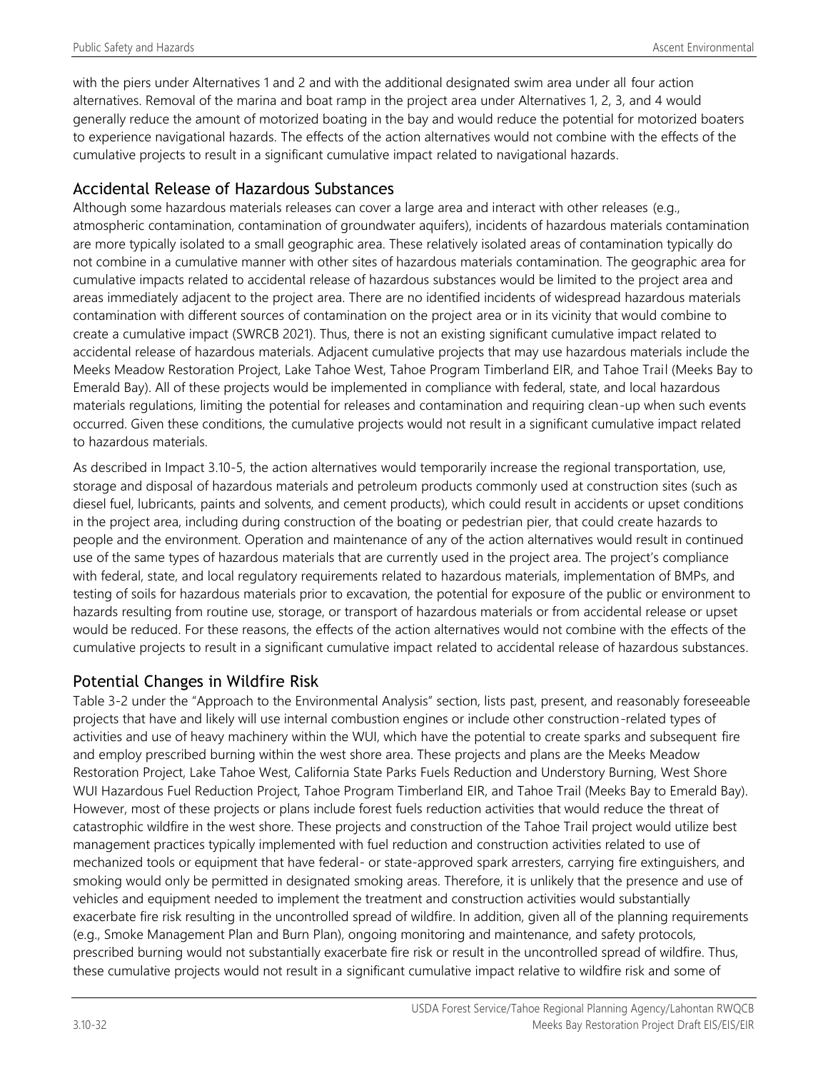with the piers under Alternatives 1 and 2 and with the additional designated swim area under all four action alternatives. Removal of the marina and boat ramp in the project area under Alternatives 1, 2, 3, and 4 would generally reduce the amount of motorized boating in the bay and would reduce the potential for motorized boaters to experience navigational hazards. The effects of the action alternatives would not combine with the effects of the cumulative projects to result in a significant cumulative impact related to navigational hazards.

## Accidental Release of Hazardous Substances

Although some hazardous materials releases can cover a large area and interact with other releases (e.g., atmospheric contamination, contamination of groundwater aquifers), incidents of hazardous materials contamination are more typically isolated to a small geographic area. These relatively isolated areas of contamination typically do not combine in a cumulative manner with other sites of hazardous materials contamination. The geographic area for cumulative impacts related to accidental release of hazardous substances would be limited to the project area and areas immediately adjacent to the project area. There are no identified incidents of widespread hazardous materials contamination with different sources of contamination on the project area or in its vicinity that would combine to create a cumulative impact (SWRCB 2021). Thus, there is not an existing significant cumulative impact related to accidental release of hazardous materials. Adjacent cumulative projects that may use hazardous materials include the Meeks Meadow Restoration Project, Lake Tahoe West, Tahoe Program Timberland EIR, and Tahoe Trail (Meeks Bay to Emerald Bay). All of these projects would be implemented in compliance with federal, state, and local hazardous materials regulations, limiting the potential for releases and contamination and requiring clean-up when such events occurred. Given these conditions, the cumulative projects would not result in a significant cumulative impact related to hazardous materials.

As described in Impact 3.10-5, the action alternatives would temporarily increase the regional transportation, use, storage and disposal of hazardous materials and petroleum products commonly used at construction sites (such as diesel fuel, lubricants, paints and solvents, and cement products), which could result in accidents or upset conditions in the project area, including during construction of the boating or pedestrian pier, that could create hazards to people and the environment. Operation and maintenance of any of the action alternatives would result in continued use of the same types of hazardous materials that are currently used in the project area. The project's compliance with federal, state, and local regulatory requirements related to hazardous materials, implementation of BMPs, and testing of soils for hazardous materials prior to excavation, the potential for exposure of the public or environment to hazards resulting from routine use, storage, or transport of hazardous materials or from accidental release or upset would be reduced. For these reasons, the effects of the action alternatives would not combine with the effects of the cumulative projects to result in a significant cumulative impact related to accidental release of hazardous substances.

## Potential Changes in Wildfire Risk

Table 3-2 under the "Approach to the Environmental Analysis" section, lists past, present, and reasonably foreseeable projects that have and likely will use internal combustion engines or include other construction-related types of activities and use of heavy machinery within the WUI, which have the potential to create sparks and subsequent fire and employ prescribed burning within the west shore area. These projects and plans are the Meeks Meadow Restoration Project, Lake Tahoe West, California State Parks Fuels Reduction and Understory Burning, West Shore WUI Hazardous Fuel Reduction Project, Tahoe Program Timberland EIR, and Tahoe Trail (Meeks Bay to Emerald Bay). However, most of these projects or plans include forest fuels reduction activities that would reduce the threat of catastrophic wildfire in the west shore. These projects and construction of the Tahoe Trail project would utilize best management practices typically implemented with fuel reduction and construction activities related to use of mechanized tools or equipment that have federal- or state-approved spark arresters, carrying fire extinguishers, and smoking would only be permitted in designated smoking areas. Therefore, it is unlikely that the presence and use of vehicles and equipment needed to implement the treatment and construction activities would substantially exacerbate fire risk resulting in the uncontrolled spread of wildfire. In addition, given all of the planning requirements (e.g., Smoke Management Plan and Burn Plan), ongoing monitoring and maintenance, and safety protocols, prescribed burning would not substantially exacerbate fire risk or result in the uncontrolled spread of wildfire. Thus, these cumulative projects would not result in a significant cumulative impact relative to wildfire risk and some of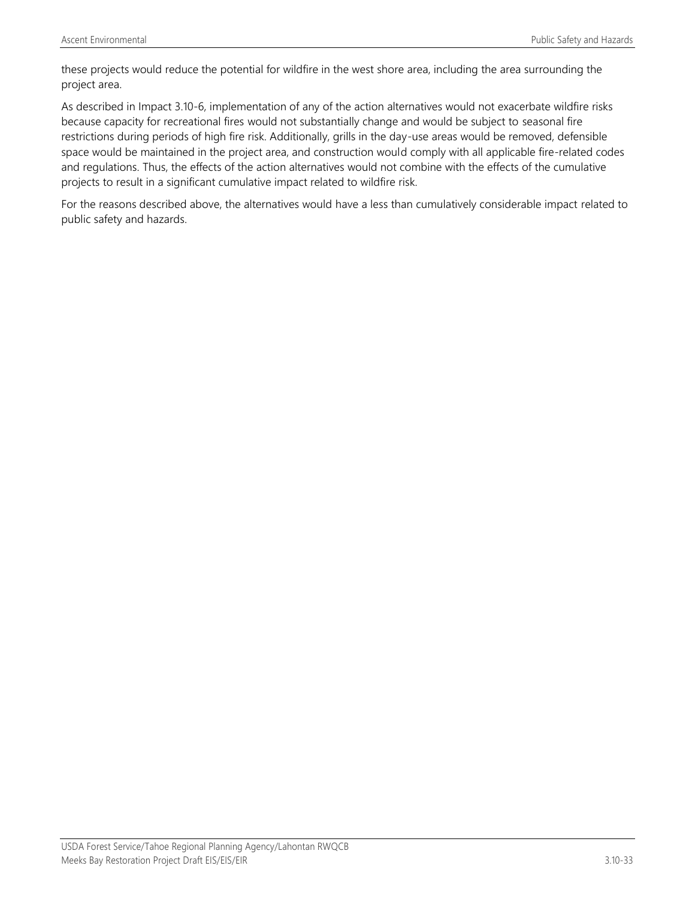these projects would reduce the potential for wildfire in the west shore area, including the area surrounding the project area.

As described in Impact 3.10-6, implementation of any of the action alternatives would not exacerbate wildfire risks because capacity for recreational fires would not substantially change and would be subject to seasonal fire restrictions during periods of high fire risk. Additionally, grills in the day-use areas would be removed, defensible space would be maintained in the project area, and construction would comply with all applicable fire-related codes and regulations. Thus, the effects of the action alternatives would not combine with the effects of the cumulative projects to result in a significant cumulative impact related to wildfire risk.

For the reasons described above, the alternatives would have a less than cumulatively considerable impact related to public safety and hazards.